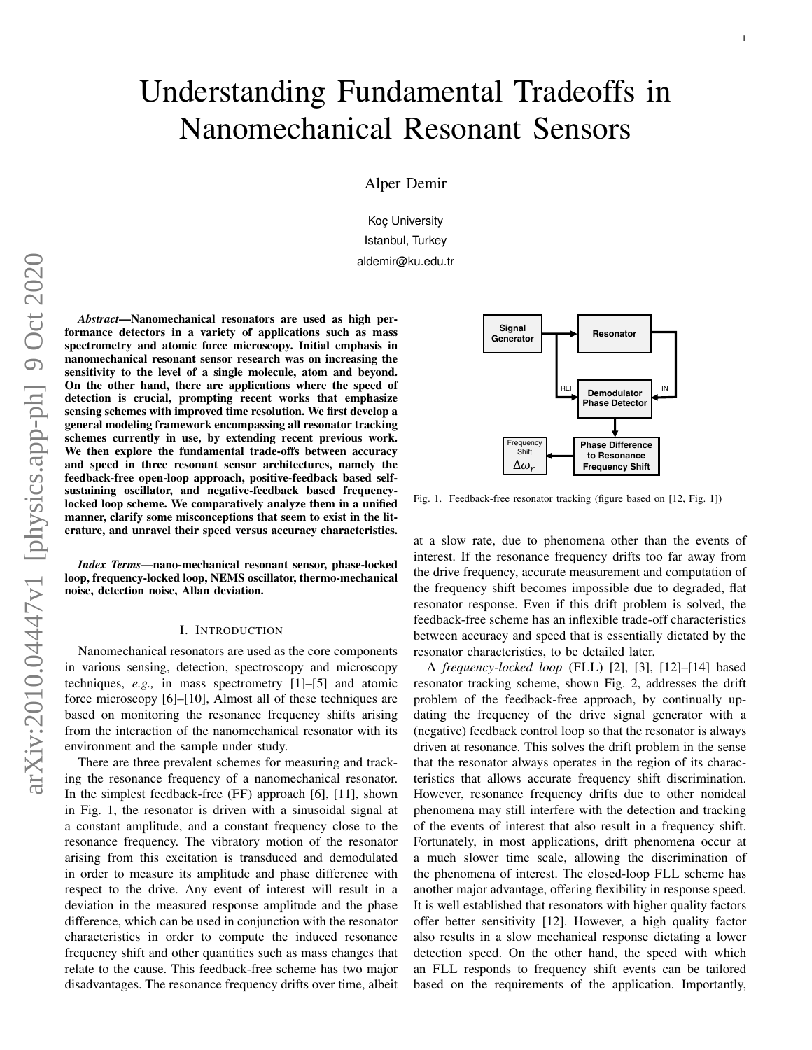# Understanding Fundamental Tradeoffs in Nanomechanical Resonant Sensors

Alper Demir

Koç University
Istanbul, Turkey
aldemir@ku.edu.tr

***Abstract*—Nanomechanical resonators are used as high performance detectors in a variety of applications such as mass spectrometry and atomic force microscopy. Initial emphasis in nanomechanical resonant sensor research was on increasing the sensitivity to the level of a single molecule, atom and beyond. On the other hand, there are applications where the speed of detection is crucial, prompting recent works that emphasize sensing schemes with improved time resolution. We first develop a general modeling framework encompassing all resonator tracking schemes currently in use, by extending recent previous work. We then explore the fundamental trade-offs between accuracy and speed in three resonant sensor architectures, namely the feedback-free open-loop approach, positive-feedback based self-sustaining oscillator, and negative-feedback based frequency-locked loop scheme. We comparatively analyze them in a unified manner, clarify some misconceptions that seem to exist in the literature, and unravel their speed versus accuracy characteristics.**

***Index Terms*—nano-mechanical resonant sensor, phase-locked loop, frequency-locked loop, NEMS oscillator, thermo-mechanical noise, detection noise, Allan deviation.**

## I. Introduction

Nanomechanical resonators are used as the core components in various sensing, detection, spectroscopy and microscopy techniques, *e.g.,* in mass spectrometry [1]–[5] and atomic force microscopy [6]–[10], Almost all of these techniques are based on monitoring the resonance frequency shifts arising from the interaction of the nanomechanical resonator with its environment and the sample under study.

There are three prevalent schemes for measuring and tracking the resonance frequency of a nanomechanical resonator. In the simplest feedback-free (FF) approach [6], [11], shown in Fig. 1, the resonator is driven with a sinusoidal signal at a constant amplitude, and a constant frequency close to the resonance frequency. The vibratory motion of the resonator arising from this excitation is transduced and demodulated in order to measure its amplitude and phase difference with respect to the drive. Any event of interest will result in a deviation in the measured response amplitude and the phase difference, which can be used in conjunction with the resonator characteristics in order to compute the induced resonance frequency shift and other quantities such as mass changes that relate to the cause. This feedback-free scheme has two major disadvantages. The resonance frequency drifts over time, albeit at a slow rate, due to phenomena other than the events of interest. If the resonance frequency drifts too far away from the drive frequency, accurate measurement and computation of the frequency shift becomes impossible due to degraded, flat resonator response. Even if this drift problem is solved, the feedback-free scheme has an inflexible trade-off characteristics between accuracy and speed that is essentially dictated by the resonator characteristics, to be detailed later.

Fig. 1. Feedback-free resonator tracking (figure based on [12, Fig. 1])

A *frequency-locked loop* (FLL) [2], [3], [12]–[14] based resonator tracking scheme, shown Fig. 2, addresses the drift problem of the feedback-free approach, by continually updating the frequency of the drive signal generator with a (negative) feedback control loop so that the resonator is always driven at resonance. This solves the drift problem in the sense that the resonator always operates in the region of its characteristics that allows accurate frequency shift discrimination. However, resonance frequency drifts due to other nonideal phenomena may still interfere with the detection and tracking of the events of interest that also result in a frequency shift. Fortunately, in most applications, drift phenomena occur at a much slower time scale, allowing the discrimination of the phenomena of interest. The closed-loop FLL scheme has another major advantage, offering flexibility in response speed. It is well established that resonators with higher quality factors offer better sensitivity [12]. However, a high quality factor also results in a slow mechanical response dictating a lower detection speed. On the other hand, the speed with which an FLL responds to frequency shift events can be tailored based on the requirements of the application. Importantly,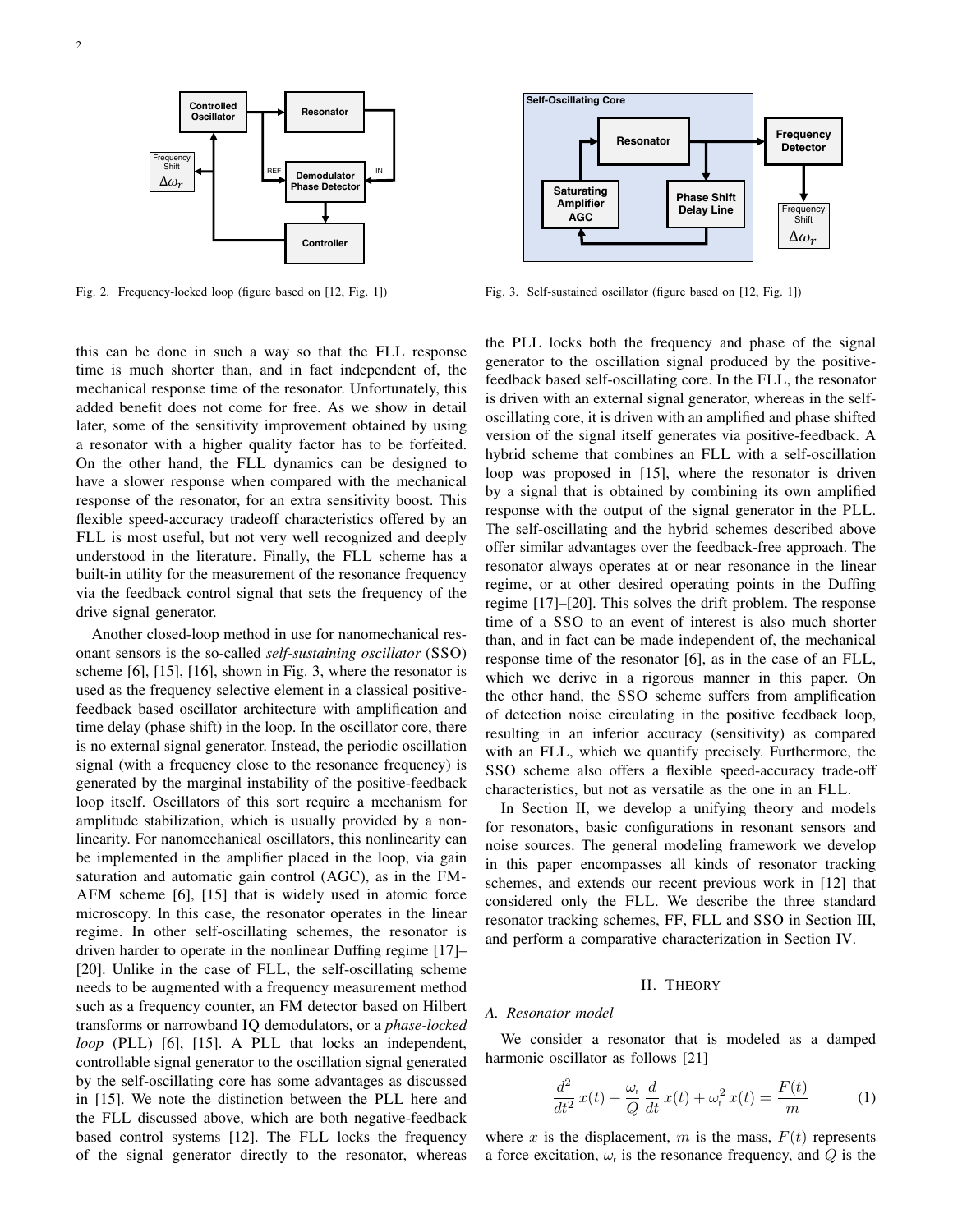Fig. 2. Frequency-locked loop (figure based on [12, Fig. 1])

Fig. 3. Self-sustained oscillator (figure based on [12, Fig. 1])

this can be done in such a way so that the FLL response time is much shorter than, and in fact independent of, the mechanical response time of the resonator. Unfortunately, this added benefit does not come for free. As we show in detail later, some of the sensitivity improvement obtained by using a resonator with a higher quality factor has to be forfeited. On the other hand, the FLL dynamics can be designed to have a slower response when compared with the mechanical response of the resonator, for an extra sensitivity boost. This flexible speed-accuracy tradeoff characteristics offered by an FLL is most useful, but not very well recognized and deeply understood in the literature. Finally, the FLL scheme has a built-in utility for the measurement of the resonance frequency via the feedback control signal that sets the frequency of the drive signal generator.

Another closed-loop method in use for nanomechanical resonant sensors is the so-called *self-sustaining oscillator* (SSO) scheme [6], [15], [16], shown in Fig. 3, where the resonator is used as the frequency selective element in a classical positive-feedback based oscillator architecture with amplification and time delay (phase shift) in the loop. In the oscillator core, there is no external signal generator. Instead, the periodic oscillation signal (with a frequency close to the resonance frequency) is generated by the marginal instability of the positive-feedback loop itself. Oscillators of this sort require a mechanism for amplitude stabilization, which is usually provided by a nonlinearity. For nanomechanical oscillators, this nonlinearity can be implemented in the amplifier placed in the loop, via gain saturation and automatic gain control (AGC), as in the FM-AFM scheme [6], [15] that is widely used in atomic force microscopy. In this case, the resonator operates in the linear regime. In other self-oscillating schemes, the resonator is driven harder to operate in the nonlinear Duffing regime [17]–[20]. Unlike in the case of FLL, the self-oscillating scheme needs to be augmented with a frequency measurement method such as a frequency counter, an FM detector based on Hilbert transforms or narrowband IQ demodulators, or a *phase-locked loop* (PLL) [6], [15]. A PLL that locks an independent, controllable signal generator to the oscillation signal generated by the self-oscillating core has some advantages as discussed in [15]. We note the distinction between the PLL here and the FLL discussed above, which are both negative-feedback based control systems [12]. The FLL locks the frequency of the signal generator directly to the resonator, whereas the PLL locks both the frequency and phase of the signal generator to the oscillation signal produced by the positive-feedback based self-oscillating core. In the FLL, the resonator is driven with an external signal generator, whereas in the self-oscillating core, it is driven with an amplified and phase shifted version of the signal itself generates via positive-feedback. A hybrid scheme that combines an FLL with a self-oscillation loop was proposed in [15], where the resonator is driven by a signal that is obtained by combining its own amplified response with the output of the signal generator in the PLL. The self-oscillating and the hybrid schemes described above offer similar advantages over the feedback-free approach. The resonator always operates at or near resonance in the linear regime, or at other desired operating points in the Duffing regime [17]–[20]. This solves the drift problem. The response time of a SSO to an event of interest is also much shorter than, and in fact can be made independent of, the mechanical response time of the resonator [6], as in the case of an FLL, which we derive in a rigorous manner in this paper. On the other hand, the SSO scheme suffers from amplification of detection noise circulating in the positive feedback loop, resulting in an inferior accuracy (sensitivity) as compared with an FLL, which we quantify precisely. Furthermore, the SSO scheme also offers a flexible speed-accuracy trade-off characteristics, but not as versatile as the one in an FLL.

In Section II, we develop a unifying theory and models for resonators, basic configurations in resonant sensors and noise sources. The general modeling framework we develop in this paper encompasses all kinds of resonator tracking schemes, and extends our recent previous work in [12] that considered only the FLL. We describe the three standard resonator tracking schemes, FF, FLL and SSO in Section III, and perform a comparative characterization in Section IV.

## II. Theory

### A. Resonator model

We consider a resonator that is modeled as a damped harmonic oscillator as follows [21]

$$\frac{d^2}{dt^2}\,x(t) + \frac{\omega_r}{Q}\,\frac{d}{dt}\,x(t) + \omega_r^2\,x(t) = \frac{F(t)}{m} \tag{1}$$

where $x$ is the displacement, $m$ is the mass, $F(t)$ represents a force excitation, $\omega_r$ is the resonance frequency, and $Q$ is the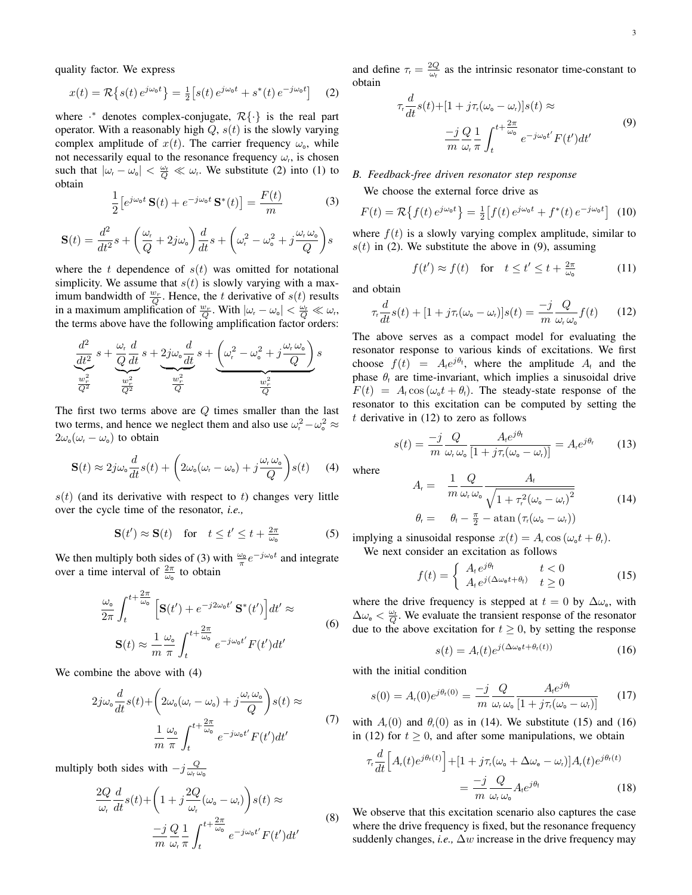quality factor. We express

$$x(t) = \mathcal{R}\{s(t)\, e^{j\omega_o t}\} = \tfrac{1}{2}\big[s(t)\, e^{j\omega_o t} + s^*(t)\, e^{-j\omega_o t}\big] \quad (2)$$

where $\cdot^*$ denotes complex-conjugate, $\mathcal{R}\{\cdot\}$ is the real part operator. With a reasonably high $Q$, $s(t)$ is the slowly varying complex amplitude of $x(t)$. The carrier frequency $\omega_o$, while not necessarily equal to the resonance frequency $\omega_r$, is chosen such that $|\omega_r - \omega_o| < \frac{\omega_r}{Q} \ll \omega_r$. We substitute (2) into (1) to obtain

$$\frac{1}{2}\big[e^{j\omega_o t}\,\mathbf{S}(t) + e^{-j\omega_o t}\,\mathbf{S}^*(t)\big] = \frac{F(t)}{m} \quad (3)$$

$$\mathbf{S}(t) = \frac{d^2}{dt^2}s + \left(\frac{\omega_r}{Q} + 2j\omega_o\right)\frac{d}{dt}s + \left(\omega_r^2 - \omega_o^2 + j\frac{\omega_r\,\omega_o}{Q}\right)s$$

where the $t$ dependence of $s(t)$ was omitted for notational simplicity. We assume that $s(t)$ is slowly varying with a maximum bandwidth of $\frac{w_r}{Q}$. Hence, the $t$ derivative of $s(t)$ results in a maximum amplification of $\frac{w_r}{Q}$. With $|\omega_r - \omega_o| < \frac{\omega_r}{Q} \ll \omega_r$, the terms above have the following amplification factor orders:

$$\underbrace{\frac{d^2}{dt^2}}_{\frac{w_r^2}{Q^2}} s + \underbrace{\frac{\omega_r}{Q}\frac{d}{dt}}_{\frac{w_r^2}{Q^2}} s + \underbrace{2j\omega_o\frac{d}{dt}}_{\frac{w_r^2}{Q}} s + \underbrace{\left(\omega_r^2 - \omega_o^2 + j\frac{\omega_r\,\omega_o}{Q}\right)}_{\frac{w_r^2}{Q}} s$$

The first two terms above are $Q$ times smaller than the last two terms, and hence we neglect them and also use $\omega_r^2 - \omega_o^2 \approx 2\omega_o(\omega_r - \omega_o)$ to obtain

$$\mathbf{S}(t) \approx 2j\omega_o\frac{d}{dt}s(t) + \left(2\omega_o(\omega_r - \omega_o) + j\frac{\omega_r\,\omega_o}{Q}\right)s(t) \quad (4)$$

$s(t)$ (and its derivative with respect to $t$) changes very little over the cycle time of the resonator, *i.e.,*

$$\mathbf{S}(t') \approx \mathbf{S}(t) \quad \text{for} \quad t \le t' \le t + \tfrac{2\pi}{\omega_o} \quad (5)$$

We then multiply both sides of (3) with $\frac{\omega_o}{\pi}e^{-j\omega_o t}$ and integrate over a time interval of $\frac{2\pi}{\omega_o}$ to obtain

$$\begin{aligned}\frac{\omega_o}{2\pi}\int_t^{t+\frac{2\pi}{\omega_o}}\Big[\mathbf{S}(t') + e^{-j2\omega_o t'}\,\mathbf{S}^*(t')\Big]dt' \approx \\ \mathbf{S}(t) \approx \frac{1}{m}\frac{\omega_o}{\pi}\int_t^{t+\frac{2\pi}{\omega_o}} e^{-j\omega_o t'}F(t')dt'\end{aligned} \quad (6)$$

We combine the above with (4)

$$\begin{aligned}2j\omega_o\frac{d}{dt}s(t) + \left(2\omega_o(\omega_r - \omega_o) + j\frac{\omega_r\,\omega_o}{Q}\right)s(t) \approx \\ \frac{1}{m}\frac{\omega_o}{\pi}\int_t^{t+\frac{2\pi}{\omega_o}} e^{-j\omega_o t'}F(t')dt'\end{aligned} \quad (7)$$

multiply both sides with $-j\frac{Q}{\omega_r\,\omega_o}$

$$\begin{aligned}\frac{2Q}{\omega_r}\frac{d}{dt}s(t) + \left(1 + j\frac{2Q}{\omega_r}(\omega_o - \omega_r)\right)s(t) \approx \\ \frac{-j}{m}\frac{Q}{\omega_r}\frac{1}{\pi}\int_t^{t+\frac{2\pi}{\omega_o}} e^{-j\omega_o t'}F(t')dt'\end{aligned} \quad (8)$$

and define $\tau_r = \frac{2Q}{\omega_r}$ as the intrinsic resonator time-constant to obtain

$$\begin{aligned}\tau_r\frac{d}{dt}s(t) + [1 + j\tau_r(\omega_o - \omega_r)]s(t) \approx \\ \frac{-j}{m}\frac{Q}{\omega_r\,\omega_o}\frac{1}{\pi}\int_t^{t+\frac{2\pi}{\omega_o}} e^{-j\omega_o t'}F(t')dt'\end{aligned} \quad (9)$$

### B. Feedback-free driven resonator step response

We choose the external force drive as

$$F(t) = \mathcal{R}\{f(t)\, e^{j\omega_o t}\} = \tfrac{1}{2}\big[f(t)\, e^{j\omega_o t} + f^*(t)\, e^{-j\omega_o t}\big] \quad (10)$$

where $f(t)$ is a slowly varying complex amplitude, similar to $s(t)$ in (2). We substitute the above in (9), assuming

$$f(t') \approx f(t) \quad \text{for} \quad t \le t' \le t + \tfrac{2\pi}{\omega_o} \quad (11)$$

and obtain

$$\tau_r\frac{d}{dt}s(t) + [1 + j\tau_r(\omega_o - \omega_r)]s(t) = \frac{-j}{m}\frac{Q}{\omega_r\,\omega_o}f(t) \quad (12)$$

The above serves as a compact model for evaluating the resonator response to various kinds of excitations. We first choose $f(t) = A_f e^{j\theta_f}$, where the amplitude $A_f$ and the phase $\theta_f$ are time-invariant, which implies a sinusoidal drive $F(t) = A_f\cos(\omega_o t + \theta_f)$. The steady-state response of the resonator to this excitation can be computed by setting the $t$ derivative in (12) to zero as follows

$$s(t) = \frac{-j}{m}\frac{Q}{\omega_r\,\omega_o}\frac{A_f e^{j\theta_f}}{[1 + j\tau_r(\omega_o - \omega_r)]} = A_r e^{j\theta_r} \quad (13)$$

where

$$\begin{aligned}A_r &= \frac{1}{m}\frac{Q}{\omega_r\,\omega_o}\frac{A_f}{\sqrt{1 + \tau_r^2(\omega_o - \omega_r)^2}} \\ \theta_r &= \theta_f - \tfrac{\pi}{2} - \operatorname{atan}(\tau_r(\omega_o - \omega_r))\end{aligned} \quad (14)$$

implying a sinusoidal response $x(t) = A_r\cos(\omega_o t + \theta_r)$.

We next consider an excitation as follows

$$f(t) = \begin{cases} A_f\, e^{j\theta_f} & t < 0 \\ A_f\, e^{j(\Delta\omega_e t + \theta_f)} & t \ge 0 \end{cases} \quad (15)$$

where the drive frequency is stepped at $t = 0$ by $\Delta\omega_e$, with $\Delta\omega_e < \frac{\omega_r}{Q}$. We evaluate the transient response of the resonator due to the above excitation for $t \ge 0$, by setting the response

$$s(t) = A_r(t)e^{j(\Delta\omega_e t + \theta_r(t))} \quad (16)$$

with the initial condition

$$s(0) = A_r(0)e^{j\theta_r(0)} = \frac{-j}{m}\frac{Q}{\omega_r\,\omega_o}\frac{A_f e^{j\theta_f}}{[1 + j\tau_r(\omega_o - \omega_r)]} \quad (17)$$

with $A_r(0)$ and $\theta_r(0)$ as in (14). We substitute (15) and (16) in (12) for $t \ge 0$, and after some manipulations, we obtain

$$\begin{aligned}\tau_r\frac{d}{dt}\Big[A_r(t)e^{j\theta_r(t)}\Big] + [1 + j\tau_r(\omega_o + \Delta\omega_e - \omega_r)]A_r(t)e^{j\theta_r(t)} \\ = \frac{-j}{m}\frac{Q}{\omega_r\,\omega_o}A_f e^{j\theta_f}\end{aligned} \quad (18)$$

We observe that this excitation scenario also captures the case where the drive frequency is fixed, but the resonance frequency suddenly changes, *i.e.,* $\Delta w$ increase in the drive frequency may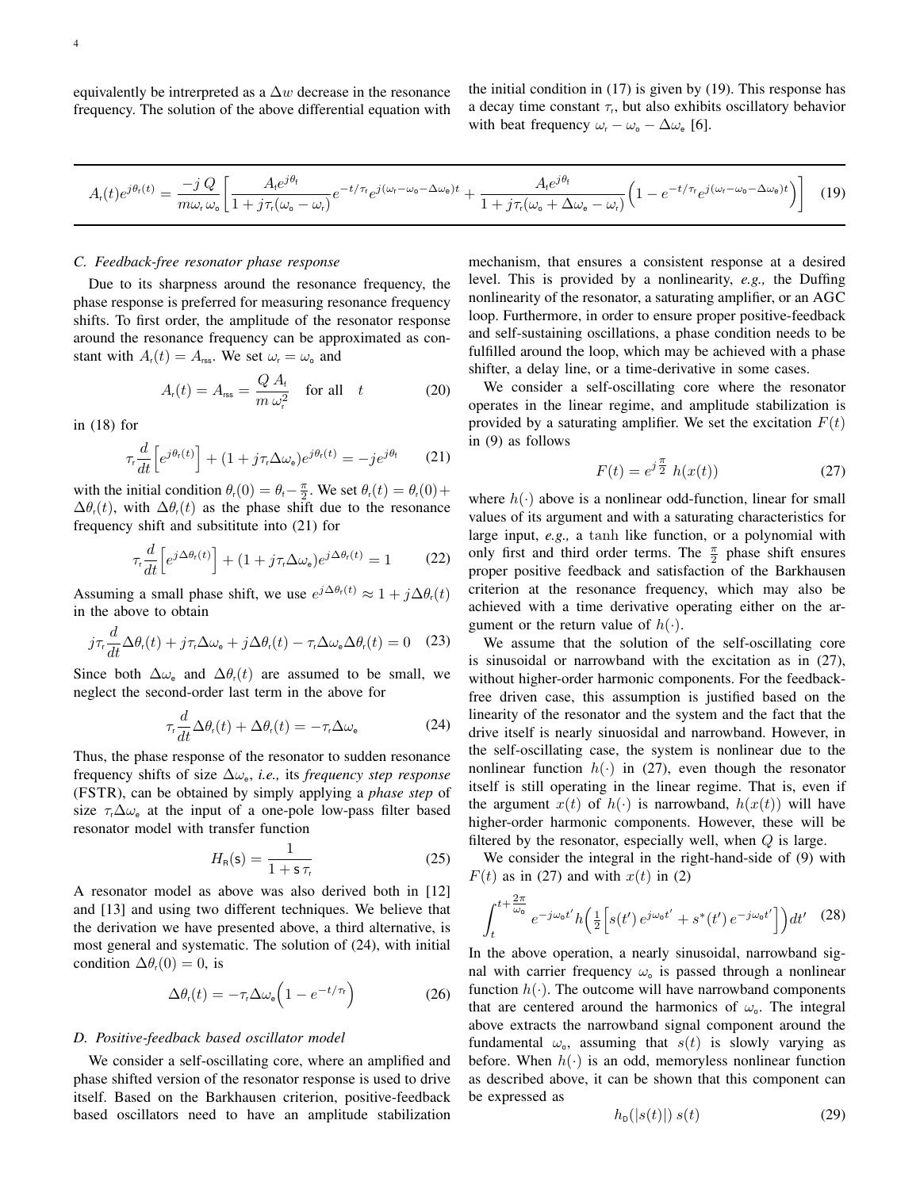equivalently be intrrepreted as a $\Delta w$ decrease in the resonance frequency. The solution of the above differential equation with the initial condition in (17) is given by (19). This response has a decay time constant $\tau_{\mathsf{r}}$, but also exhibits oscillatory behavior with beat frequency $\omega_{\mathsf{r}} - \omega_{\mathsf{o}} - \Delta\omega_{\mathsf{e}}$ [6].

$$A_{\mathsf{r}}(t)e^{j\theta_{\mathsf{r}}(t)} = \frac{-j\,Q}{m\omega_{\mathsf{r}}\,\omega_{\mathsf{o}}}\left[\frac{A_{\mathsf{f}}e^{j\theta_{\mathsf{f}}}}{1+j\tau_{\mathsf{r}}(\omega_{\mathsf{o}}-\omega_{\mathsf{r}})}e^{-t/\tau_{\mathsf{r}}}e^{j(\omega_{\mathsf{r}}-\omega_{\mathsf{o}}-\Delta\omega_{\mathsf{e}})t} + \frac{A_{\mathsf{f}}e^{j\theta_{\mathsf{f}}}}{1+j\tau_{\mathsf{r}}(\omega_{\mathsf{o}}+\Delta\omega_{\mathsf{e}}-\omega_{\mathsf{r}})}\Big(1-e^{-t/\tau_{\mathsf{r}}}e^{j(\omega_{\mathsf{r}}-\omega_{\mathsf{o}}-\Delta\omega_{\mathsf{e}})t}\Big)\right] \quad (19)$$

### C. Feedback-free resonator phase response

Due to its sharpness around the resonance frequency, the phase response is preferred for measuring resonance frequency shifts. To first order, the amplitude of the resonator response around the resonance frequency can be approximated as constant with $A_{\mathsf{r}}(t) = A_{\mathsf{rss}}$. We set $\omega_{\mathsf{r}} = \omega_{\mathsf{o}}$ and

$$A_{\mathsf{r}}(t) = A_{\mathsf{rss}} = \frac{Q\,A_{\mathsf{f}}}{m\,\omega_{\mathsf{r}}^2} \quad \text{for all} \quad t \quad (20)$$

in (18) for

$$\tau_{\mathsf{r}}\frac{d}{dt}\Big[e^{j\theta_{\mathsf{r}}(t)}\Big] + (1+j\tau_{\mathsf{r}}\Delta\omega_{\mathsf{e}})e^{j\theta_{\mathsf{r}}(t)} = -je^{j\theta_{\mathsf{f}}} \quad (21)$$

with the initial condition $\theta_{\mathsf{r}}(0) = \theta_{\mathsf{f}} - \frac{\pi}{2}$. We set $\theta_{\mathsf{r}}(t) = \theta_{\mathsf{r}}(0) + \Delta\theta_{\mathsf{r}}(t)$, with $\Delta\theta_{\mathsf{r}}(t)$ as the phase shift due to the resonance frequency shift and subsititute into (21) for

$$\tau_{\mathsf{r}}\frac{d}{dt}\Big[e^{j\Delta\theta_{\mathsf{r}}(t)}\Big] + (1+j\tau_{\mathsf{r}}\Delta\omega_{\mathsf{e}})e^{j\Delta\theta_{\mathsf{r}}(t)} = 1 \quad (22)$$

Assuming a small phase shift, we use $e^{j\Delta\theta_{\mathsf{r}}(t)} \approx 1 + j\Delta\theta_{\mathsf{r}}(t)$ in the above to obtain

$$j\tau_{\mathsf{r}}\frac{d}{dt}\Delta\theta_{\mathsf{r}}(t) + j\tau_{\mathsf{r}}\Delta\omega_{\mathsf{e}} + j\Delta\theta_{\mathsf{r}}(t) - \tau_{\mathsf{r}}\Delta\omega_{\mathsf{e}}\Delta\theta_{\mathsf{r}}(t) = 0 \quad (23)$$

Since both $\Delta\omega_{\mathsf{e}}$ and $\Delta\theta_{\mathsf{r}}(t)$ are assumed to be small, we neglect the second-order last term in the above for

$$\tau_{\mathsf{r}}\frac{d}{dt}\Delta\theta_{\mathsf{r}}(t) + \Delta\theta_{\mathsf{r}}(t) = -\tau_{\mathsf{r}}\Delta\omega_{\mathsf{e}} \quad (24)$$

Thus, the phase response of the resonator to sudden resonance frequency shifts of size $\Delta\omega_{\mathsf{e}}$, *i.e.,* its *frequency step response* (FSTR), can be obtained by simply applying a *phase step* of size $\tau_{\mathsf{r}}\Delta\omega_{\mathsf{e}}$ at the input of a one-pole low-pass filter based resonator model with transfer function

$$H_{\mathsf{R}}(\mathsf{s}) = \frac{1}{1+\mathsf{s}\,\tau_{\mathsf{r}}} \quad (25)$$

A resonator model as above was also derived both in [12] and [13] and using two different techniques. We believe that the derivation we have presented above, a third alternative, is most general and systematic. The solution of (24), with initial condition $\Delta\theta_{\mathsf{r}}(0) = 0$, is

$$\Delta\theta_{\mathsf{r}}(t) = -\tau_{\mathsf{r}}\Delta\omega_{\mathsf{e}}\Big(1-e^{-t/\tau_{\mathsf{r}}}\Big) \quad (26)$$

### D. Positive-feedback based oscillator model

We consider a self-oscillating core, where an amplified and phase shifted version of the resonator response is used to drive itself. Based on the Barkhausen criterion, positive-feedback based oscillators need to have an amplitude stabilization mechanism, that ensures a consistent response at a desired level. This is provided by a nonlinearity, *e.g.,* the Duffing nonlinearity of the resonator, a saturating amplifier, or an AGC loop. Furthermore, in order to ensure proper positive-feedback and self-sustaining oscillations, a phase condition needs to be fulfilled around the loop, which may be achieved with a phase shifter, a delay line, or a time-derivative in some cases.

We consider a self-oscillating core where the resonator operates in the linear regime, and amplitude stabilization is provided by a saturating amplifier. We set the excitation $F(t)$ in (9) as follows

$$F(t) = e^{j\frac{\pi}{2}}\;h(x(t)) \quad (27)$$

where $h(\cdot)$ above is a nonlinear odd-function, linear for small values of its argument and with a saturating characteristics for large input, *e.g.,* a tanh like function, or a polynomial with only first and third order terms. The $\frac{\pi}{2}$ phase shift ensures proper positive feedback and satisfaction of the Barkhausen criterion at the resonance frequency, which may also be achieved with a time derivative operating either on the argument or the return value of $h(\cdot)$.

We assume that the solution of the self-oscillating core is sinusoidal or narrowband with the excitation as in (27), without higher-order harmonic components. For the feedback-free driven case, this assumption is justified based on the linearity of the resonator and the system and the fact that the drive itself is nearly sinuosidal and narrowband. However, in the self-oscillating case, the system is nonlinear due to the nonlinear function $h(\cdot)$ in (27), even though the resonator itself is still operating in the linear regime. That is, even if the argument $x(t)$ of $h(\cdot)$ is narrowband, $h(x(t))$ will have higher-order harmonic components. However, these will be filtered by the resonator, especially well, when $Q$ is large.

We consider the integral in the right-hand-side of (9) with $F(t)$ as in (27) and with $x(t)$ in (2)

$$\int_t^{t+\frac{2\pi}{\omega_{\mathsf{o}}}} e^{-j\omega_{\mathsf{o}}t'}h\Big(\tfrac{1}{2}\Big[s(t')\,e^{j\omega_{\mathsf{o}}t'} + s^*(t')\,e^{-j\omega_{\mathsf{o}}t'}\Big]\Big)dt' \quad (28)$$

In the above operation, a nearly sinusoidal, narrowband signal with carrier frequency $\omega_{\mathsf{o}}$ is passed through a nonlinear function $h(\cdot)$. The outcome will have narrowband components that are centered around the harmonics of $\omega_{\mathsf{o}}$. The integral above extracts the narrowband signal component around the fundamental $\omega_{\mathsf{o}}$, assuming that $s(t)$ is slowly varying as before. When $h(\cdot)$ is an odd, memoryless nonlinear function as described above, it can be shown that this component can be expressed as

$$h_{\mathsf{D}}(|s(t)|)\;s(t) \quad (29)$$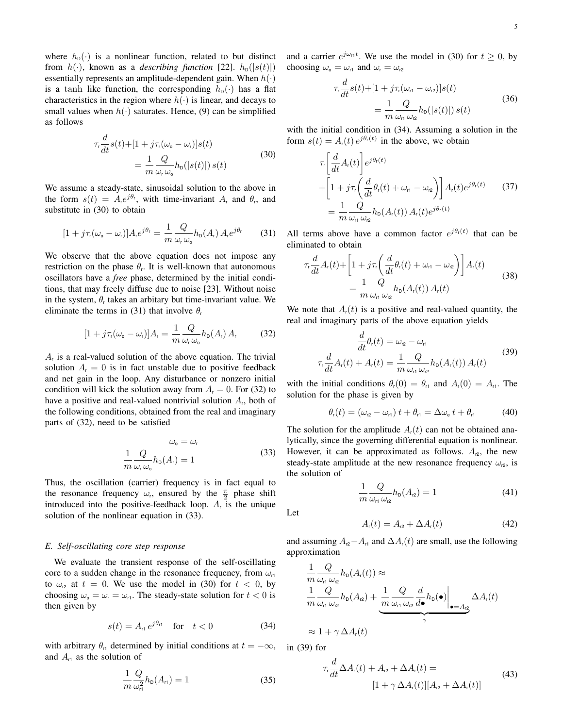where $h_D(\cdot)$ is a nonlinear function, related to but distinct from $h(\cdot)$, known as a *describing function* [22]. $h_D(|s(t)|)$ essentially represents an amplitude-dependent gain. When $h(\cdot)$ is a tanh like function, the corresponding $h_D(\cdot)$ has a flat characteristics in the region where $h(\cdot)$ is linear, and decays to small values when $h(\cdot)$ saturates. Hence, (9) can be simplified as follows

$$\tau_r \frac{d}{dt}s(t) + [1 + j\tau_r(\omega_o - \omega_r)]s(t) = \frac{1}{m}\frac{Q}{\omega_r\,\omega_o} h_D(|s(t)|)\,s(t) \tag{30}$$

We assume a steady-state, sinusoidal solution to the above in the form $s(t) = A_r e^{j\theta_r}$, with time-invariant $A_r$ and $\theta_r$, and substitute in (30) to obtain

$$[1 + j\tau_r(\omega_o - \omega_r)]A_r e^{j\theta_r} = \frac{1}{m}\frac{Q}{\omega_r\,\omega_o} h_D(A_r)\,A_r e^{j\theta_r} \tag{31}$$

We observe that the above equation does not impose any restriction on the phase $\theta_r$. It is well-known that autonomous oscillators have a *free* phase, determined by the initial conditions, that may freely diffuse due to noise [23]. Without noise in the system, $\theta_r$ takes an arbitary but time-invariant value. We eliminate the terms in (31) that involve $\theta_r$

$$[1 + j\tau_r(\omega_o - \omega_r)]A_r = \frac{1}{m}\frac{Q}{\omega_r\,\omega_o} h_D(A_r)\,A_r \tag{32}$$

$A_r$ is a real-valued solution of the above equation. The trivial solution $A_r = 0$ is in fact unstable due to positive feedback and net gain in the loop. Any disturbance or nonzero initial condition will kick the solution away from $A_r = 0$. For (32) to have a positive and real-valued nontrivial solution $A_r$, both of the following conditions, obtained from the real and imaginary parts of (32), need to be satisfied

$$\begin{aligned} \omega_o &= \omega_r \\ \frac{1}{m}\frac{Q}{\omega_r\,\omega_o} h_D(A_r) &= 1 \end{aligned} \tag{33}$$

Thus, the oscillation (carrier) frequency is in fact equal to the resonance frequency $\omega_r$, ensured by the $\frac{\pi}{2}$ phase shift introduced into the positive-feedback loop. $A_r$ is the unique solution of the nonlinear equation in (33).

### E. Self-oscillating core step response

We evaluate the transient response of the self-oscillating core to a sudden change in the resonance frequency, from $\omega_{r1}$ to $\omega_{r2}$ at $t = 0$. We use the model in (30) for $t < 0$, by choosing $\omega_o = \omega_r = \omega_{r1}$. The steady-state solution for $t < 0$ is then given by

$$s(t) = A_{r1}\, e^{j\theta_{r1}} \quad \text{for} \quad t < 0 \tag{34}$$

with arbitrary $\theta_{r1}$ determined by initial conditions at $t = -\infty$, and $A_{r1}$ as the solution of

$$\frac{1}{m}\frac{Q}{\omega_{r1}^2} h_D(A_{r1}) = 1 \tag{35}$$

and a carrier $e^{j\omega_{r1}t}$. We use the model in (30) for $t \geq 0$, by choosing $\omega_o = \omega_{r1}$ and $\omega_r = \omega_{r2}$

$$\tau_r \frac{d}{dt}s(t) + [1 + j\tau_r(\omega_{r1} - \omega_{r2})]s(t) = \frac{1}{m}\frac{Q}{\omega_{r1}\,\omega_{r2}} h_D(|s(t)|)\,s(t) \tag{36}$$

with the initial condition in (34). Assuming a solution in the form $s(t) = A_r(t)\,e^{j\theta_r(t)}$ in the above, we obtain

$$\begin{aligned} &\tau_r\left[\frac{d}{dt}A_r(t)\right]e^{j\theta_r(t)} \\ &+\left[1 + j\tau_r\left(\frac{d}{dt}\theta_r(t) + \omega_{r1} - \omega_{r2}\right)\right]A_r(t)e^{j\theta_r(t)} \\ &= \frac{1}{m}\frac{Q}{\omega_{r1}\,\omega_{r2}} h_D(A_r(t))\,A_r(t)e^{j\theta_r(t)} \end{aligned} \tag{37}$$

All terms above have a common factor $e^{j\theta_r(t)}$ that can be eliminated to obtain

$$\tau_r \frac{d}{dt}A_r(t) + \left[1 + j\tau_r\left(\frac{d}{dt}\theta_r(t) + \omega_{r1} - \omega_{r2}\right)\right]A_r(t) = \frac{1}{m}\frac{Q}{\omega_{r1}\,\omega_{r2}} h_D(A_r(t))\,A_r(t) \tag{38}$$

We note that $A_r(t)$ is a positive and real-valued quantity, the real and imaginary parts of the above equation yields

$$\begin{aligned} \frac{d}{dt}\theta_r(t) &= \omega_{r2} - \omega_{r1} \\ \tau_r \frac{d}{dt}A_r(t) + A_r(t) &= \frac{1}{m}\frac{Q}{\omega_{r1}\,\omega_{r2}} h_D(A_r(t))\,A_r(t) \end{aligned} \tag{39}$$

with the initial conditions $\theta_r(0) = \theta_{r1}$ and $A_r(0) = A_{r1}$. The solution for the phase is given by

$$\theta_r(t) = (\omega_{r2} - \omega_{r1})\,t + \theta_{r1} = \Delta\omega_e\,t + \theta_{r1} \tag{40}$$

The solution for the amplitude $A_r(t)$ can not be obtained analytically, since the governing differential equation is nonlinear. However, it can be approximated as follows. $A_{r2}$, the new steady-state amplitude at the new resonance frequency $\omega_{r2}$, is the solution of

$$\frac{1}{m}\frac{Q}{\omega_{r1}\,\omega_{r2}} h_D(A_{r2}) = 1 \tag{41}$$

Let

$$A_r(t) = A_{r2} + \Delta A_r(t) \tag{42}$$

and assuming $A_{r2} - A_{r1}$ and $\Delta A_r(t)$ are small, use the following approximation

$$\begin{aligned} &\frac{1}{m}\frac{Q}{\omega_{r1}\,\omega_{r2}} h_D(A_r(t)) \approx \\ &\frac{1}{m}\frac{Q}{\omega_{r1}\,\omega_{r2}} h_D(A_{r2}) + \underbrace{\frac{1}{m}\frac{Q}{\omega_{r1}\,\omega_{r2}} \frac{d}{d\bullet}h_D(\bullet)\bigg|_{\bullet = A_{r2}}}_{\gamma} \Delta A_r(t) \\ &\approx 1 + \gamma\,\Delta A_r(t) \end{aligned}$$

in (39) for

$$\tau_r \frac{d}{dt}\Delta A_r(t) + A_{r2} + \Delta A_r(t) = [1 + \gamma\,\Delta A_r(t)][A_{r2} + \Delta A_r(t)] \tag{43}$$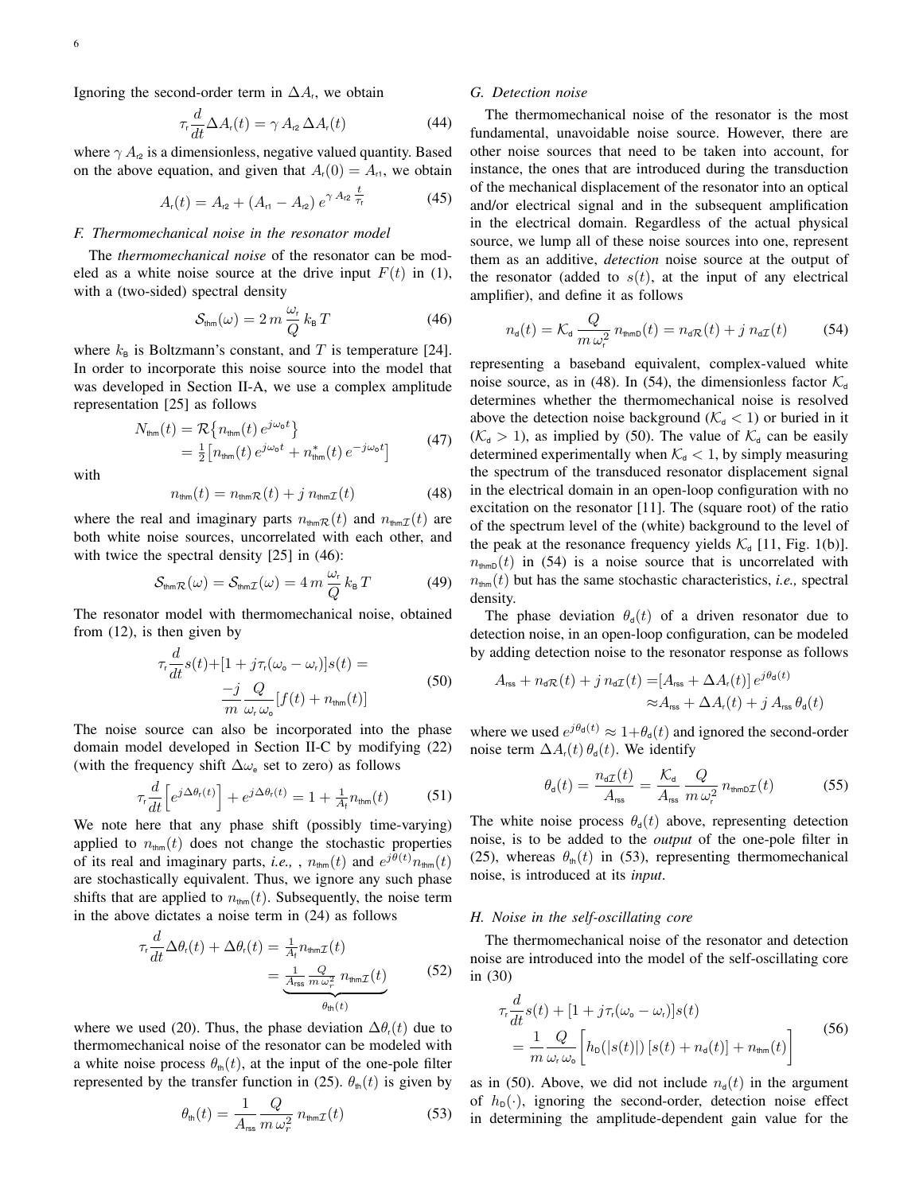Ignoring the second-order term in $\Delta A_{\mathsf{r}}$, we obtain

$$\tau_{\mathsf{r}} \frac{d}{dt} \Delta A_{\mathsf{r}}(t) = \gamma \, A_{\mathsf{r2}} \, \Delta A_{\mathsf{r}}(t) \tag{44}$$

where $\gamma \, A_{\mathsf{r2}}$ is a dimensionless, negative valued quantity. Based on the above equation, and given that $A_{\mathsf{r}}(0) = A_{\mathsf{r1}}$, we obtain

$$A_{\mathsf{r}}(t) = A_{\mathsf{r2}} + (A_{\mathsf{r1}} - A_{\mathsf{r2}}) \, e^{\gamma \, A_{\mathsf{r2}} \, \frac{t}{\tau_{\mathsf{r}}}} \tag{45}$$

### F. Thermomechanical noise in the resonator model

The *thermomechanical noise* of the resonator can be modeled as a white noise source at the drive input $F(t)$ in (1), with a (two-sided) spectral density

$$\mathcal{S}_{\mathsf{thm}}(\omega) = 2 \, m \, \frac{\omega_{\mathsf{r}}}{Q} \, k_{\mathsf{B}} \, T \tag{46}$$

where $k_{\mathsf{B}}$ is Boltzmann's constant, and $T$ is temperature [24]. In order to incorporate this noise source into the model that was developed in Section II-A, we use a complex amplitude representation [25] as follows

$$\begin{aligned} N_{\mathsf{thm}}(t) &= \mathcal{R}\big\{ n_{\mathsf{thm}}(t) \, e^{j\omega_{\mathsf{o}} t} \big\} \\ &= \tfrac{1}{2}\big[ n_{\mathsf{thm}}(t) \, e^{j\omega_{\mathsf{o}} t} + n^{*}_{\mathsf{thm}}(t) \, e^{-j\omega_{\mathsf{o}} t} \big] \end{aligned} \tag{47}$$

with

$$n_{\mathsf{thm}}(t) = n_{\mathsf{thm}\mathcal{R}}(t) + j \, n_{\mathsf{thm}\mathcal{I}}(t) \tag{48}$$

where the real and imaginary parts $n_{\mathsf{thm}\mathcal{R}}(t)$ and $n_{\mathsf{thm}\mathcal{I}}(t)$ are both white noise sources, uncorrelated with each other, and with twice the spectral density [25] in (46):

$$\mathcal{S}_{\mathsf{thm}\mathcal{R}}(\omega) = \mathcal{S}_{\mathsf{thm}\mathcal{I}}(\omega) = 4 \, m \, \frac{\omega_{\mathsf{r}}}{Q} \, k_{\mathsf{B}} \, T \tag{49}$$

The resonator model with thermomechanical noise, obtained from (12), is then given by

$$\begin{aligned} \tau_{\mathsf{r}} \frac{d}{dt} s(t) + [1 + j\tau_{\mathsf{r}}(\omega_{\mathsf{o}} - \omega_{\mathsf{r}})] s(t) &= \\ \frac{-j}{m} \frac{Q}{\omega_{\mathsf{r}} \, \omega_{\mathsf{o}}} [f(t) + n_{\mathsf{thm}}(t)] & \end{aligned} \tag{50}$$

The noise source can also be incorporated into the phase domain model developed in Section II-C by modifying (22) (with the frequency shift $\Delta\omega_{\mathsf{e}}$ set to zero) as follows

$$\tau_{\mathsf{r}} \frac{d}{dt} \Big[ e^{j\Delta\theta_{\mathsf{r}}(t)} \Big] + e^{j\Delta\theta_{\mathsf{r}}(t)} = 1 + \tfrac{1}{A_{\mathsf{f}}} n_{\mathsf{thm}}(t) \tag{51}$$

We note here that any phase shift (possibly time-varying) applied to $n_{\mathsf{thm}}(t)$ does not change the stochastic properties of its real and imaginary parts, *i.e.,* , $n_{\mathsf{thm}}(t)$ and $e^{j\theta(t)} n_{\mathsf{thm}}(t)$ are stochastically equivalent. Thus, we ignore any such phase shifts that are applied to $n_{\mathsf{thm}}(t)$. Subsequently, the noise term in the above dictates a noise term in (24) as follows

$$\begin{aligned} \tau_{\mathsf{r}} \frac{d}{dt} \Delta\theta_{\mathsf{r}}(t) + \Delta\theta_{\mathsf{r}}(t) &= \tfrac{1}{A_{\mathsf{f}}} n_{\mathsf{thm}\mathcal{I}}(t) \\ &= \underbrace{\tfrac{1}{A_{\mathsf{rss}}} \tfrac{Q}{m \, \omega_{r}^{2}} \, n_{\mathsf{thm}\mathcal{I}}(t)}_{\theta_{\mathsf{th}}(t)} \end{aligned} \tag{52}$$

where we used (20). Thus, the phase deviation $\Delta\theta_{\mathsf{r}}(t)$ due to thermomechanical noise of the resonator can be modeled with a white noise process $\theta_{\mathsf{th}}(t)$, at the input of the one-pole filter represented by the transfer function in (25). $\theta_{\mathsf{th}}(t)$ is given by

$$\theta_{\mathsf{th}}(t) = \frac{1}{A_{\mathsf{rss}}} \frac{Q}{m \, \omega_{r}^{2}} \, n_{\mathsf{thm}\mathcal{I}}(t) \tag{53}$$

### G. Detection noise

The thermomechanical noise of the resonator is the most fundamental, unavoidable noise source. However, there are other noise sources that need to be taken into account, for instance, the ones that are introduced during the transduction of the mechanical displacement of the resonator into an optical and/or electrical signal and in the subsequent amplification in the electrical domain. Regardless of the actual physical source, we lump all of these noise sources into one, represent them as an additive, *detection* noise source at the output of the resonator (added to $s(t)$, at the input of any electrical amplifier), and define it as follows

$$n_{\mathsf{d}}(t) = \mathcal{K}_{\mathsf{d}} \, \frac{Q}{m \, \omega_{\mathsf{r}}^{2}} \, n_{\mathsf{thmD}}(t) = n_{\mathsf{d}\mathcal{R}}(t) + j \, n_{\mathsf{d}\mathcal{I}}(t) \tag{54}$$

representing a baseband equivalent, complex-valued white noise source, as in (48). In (54), the dimensionless factor $\mathcal{K}_{\mathsf{d}}$ determines whether the thermomechanical noise is resolved above the detection noise background ($\mathcal{K}_{\mathsf{d}} < 1$) or buried in it ($\mathcal{K}_{\mathsf{d}} > 1$), as implied by (50). The value of $\mathcal{K}_{\mathsf{d}}$ can be easily determined experimentally when $\mathcal{K}_{\mathsf{d}} < 1$, by simply measuring the spectrum of the transduced resonator displacement signal in the electrical domain in an open-loop configuration with no excitation on the resonator [11]. The (square root) of the ratio of the spectrum level of the (white) background to the level of the peak at the resonance frequency yields $\mathcal{K}_{\mathsf{d}}$ [11, Fig. 1(b)]. $n_{\mathsf{thmD}}(t)$ in (54) is a noise source that is uncorrelated with $n_{\mathsf{thm}}(t)$ but has the same stochastic characteristics, *i.e.,* spectral density.

The phase deviation $\theta_{\mathsf{d}}(t)$ of a driven resonator due to detection noise, in an open-loop configuration, can be modeled by adding detection noise to the resonator response as follows

$$\begin{aligned} A_{\mathsf{rss}} + n_{\mathsf{d}\mathcal{R}}(t) + j \, n_{\mathsf{d}\mathcal{I}}(t) &= [A_{\mathsf{rss}} + \Delta A_{\mathsf{r}}(t)] \, e^{j\theta_{\mathsf{d}}(t)} \\ &\approx A_{\mathsf{rss}} + \Delta A_{\mathsf{r}}(t) + j \, A_{\mathsf{rss}} \, \theta_{\mathsf{d}}(t) \end{aligned}$$

where we used $e^{j\theta_{\mathsf{d}}(t)} \approx 1 + \theta_{\mathsf{d}}(t)$ and ignored the second-order noise term $\Delta A_{\mathsf{r}}(t) \, \theta_{\mathsf{d}}(t)$. We identify

$$\theta_{\mathsf{d}}(t) = \frac{n_{\mathsf{d}\mathcal{I}}(t)}{A_{\mathsf{rss}}} = \frac{\mathcal{K}_{\mathsf{d}}}{A_{\mathsf{rss}}} \, \frac{Q}{m \, \omega_{r}^{2}} \, n_{\mathsf{thmD}\mathcal{I}}(t) \tag{55}$$

The white noise process $\theta_{\mathsf{d}}(t)$ above, representing detection noise, is to be added to the *output* of the one-pole filter in (25), whereas $\theta_{\mathsf{th}}(t)$ in (53), representing thermomechanical noise, is introduced at its *input*.

### H. Noise in the self-oscillating core

The thermomechanical noise of the resonator and detection noise are introduced into the model of the self-oscillating core in (30)

$$\begin{aligned} \tau_{\mathsf{r}} \frac{d}{dt} s(t) &+ [1 + j\tau_{\mathsf{r}}(\omega_{\mathsf{o}} - \omega_{\mathsf{r}})] s(t) \\ &= \frac{1}{m} \frac{Q}{\omega_{\mathsf{r}} \, \omega_{\mathsf{o}}} \Big[ h_{\mathsf{D}}(|s(t)|) \, [s(t) + n_{\mathsf{d}}(t)] + n_{\mathsf{thm}}(t) \Big] \end{aligned} \tag{56}$$

as in (50). Above, we did not include $n_{\mathsf{d}}(t)$ in the argument of $h_{\mathsf{D}}(\cdot)$, ignoring the second-order, detection noise effect in determining the amplitude-dependent gain value for the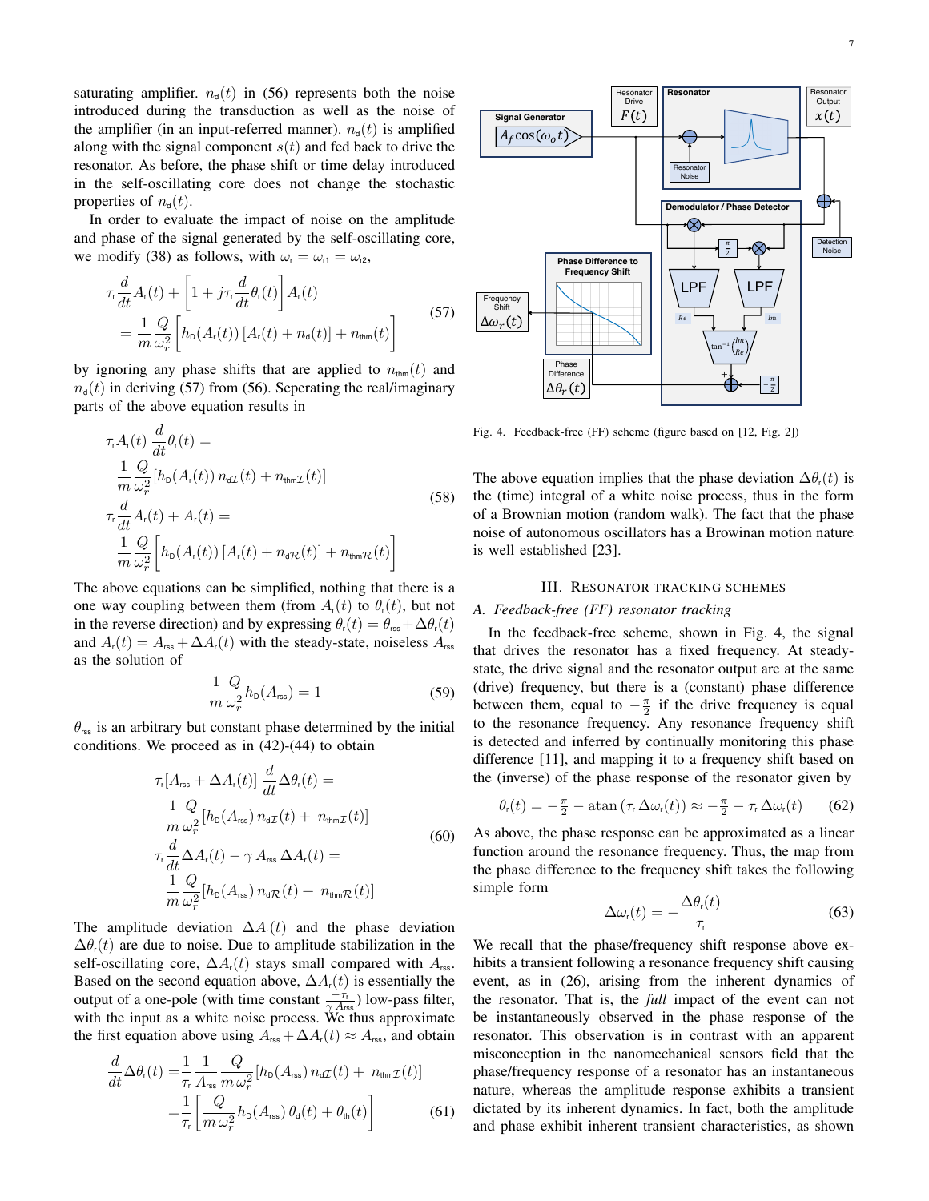saturating amplifier. $n_{\text{d}}(t)$ in (56) represents both the noise introduced during the transduction as well as the noise of the amplifier (in an input-referred manner). $n_{\text{d}}(t)$ is amplified along with the signal component $s(t)$ and fed back to drive the resonator. As before, the phase shift or time delay introduced in the self-oscillating core does not change the stochastic properties of $n_{\text{d}}(t)$.

In order to evaluate the impact of noise on the amplitude and phase of the signal generated by the self-oscillating core, we modify (38) as follows, with $\omega_{\text{r}} = \omega_{\text{r1}} = \omega_{\text{r2}}$,

$$\tau_{\text{r}} \frac{d}{dt} A_{\text{r}}(t) + \left[1 + j\tau_{\text{r}} \frac{d}{dt}\theta_{\text{r}}(t)\right] A_{\text{r}}(t) = \frac{1}{m}\frac{Q}{\omega_r^2}\left[h_{\text{D}}(A_{\text{r}}(t))\left[A_{\text{r}}(t) + n_{\text{d}}(t)\right] + n_{\text{thm}}(t)\right] \tag{57}$$

by ignoring any phase shifts that are applied to $n_{\text{thm}}(t)$ and $n_{\text{d}}(t)$ in deriving (57) from (56). Seperating the real/imaginary parts of the above equation results in

$$\begin{aligned} &\tau_{\text{r}} A_{\text{r}}(t) \frac{d}{dt}\theta_{\text{r}}(t) = \\ &\quad \frac{1}{m}\frac{Q}{\omega_r^2}\left[h_{\text{D}}(A_{\text{r}}(t))\, n_{\text{d}\mathcal{I}}(t) + n_{\text{thm}\mathcal{I}}(t)\right] \\ &\tau_{\text{r}} \frac{d}{dt} A_{\text{r}}(t) + A_{\text{r}}(t) = \\ &\quad \frac{1}{m}\frac{Q}{\omega_r^2}\left[h_{\text{D}}(A_{\text{r}}(t))\left[A_{\text{r}}(t) + n_{\text{d}\mathcal{R}}(t)\right] + n_{\text{thm}\mathcal{R}}(t)\right] \end{aligned} \tag{58}$$

The above equations can be simplified, nothing that there is a one way coupling between them (from $A_{\text{r}}(t)$ to $\theta_{\text{r}}(t)$, but not in the reverse direction) and by expressing $\theta_{\text{r}}(t) = \theta_{\text{rss}} + \Delta\theta_{\text{r}}(t)$ and $A_{\text{r}}(t) = A_{\text{rss}} + \Delta A_{\text{r}}(t)$ with the steady-state, noiseless $A_{\text{rss}}$ as the solution of

$$\frac{1}{m}\frac{Q}{\omega_r^2} h_{\text{D}}(A_{\text{rss}}) = 1 \tag{59}$$

$\theta_{\text{rss}}$ is an arbitrary but constant phase determined by the initial conditions. We proceed as in (42)-(44) to obtain

$$\begin{aligned} &\tau_{\text{r}}[A_{\text{rss}} + \Delta A_{\text{r}}(t)]\, \frac{d}{dt}\Delta\theta_{\text{r}}(t) = \\ &\quad \frac{1}{m}\frac{Q}{\omega_r^2}\left[h_{\text{D}}(A_{\text{rss}})\, n_{\text{d}\mathcal{I}}(t) + n_{\text{thm}\mathcal{I}}(t)\right] \\ &\tau_{\text{r}} \frac{d}{dt}\Delta A_{\text{r}}(t) - \gamma\, A_{\text{rss}}\, \Delta A_{\text{r}}(t) = \\ &\quad \frac{1}{m}\frac{Q}{\omega_r^2}\left[h_{\text{D}}(A_{\text{rss}})\, n_{\text{d}\mathcal{R}}(t) + n_{\text{thm}\mathcal{R}}(t)\right] \end{aligned} \tag{60}$$

The amplitude deviation $\Delta A_{\text{r}}(t)$ and the phase deviation $\Delta\theta_{\text{r}}(t)$ are due to noise. Due to amplitude stabilization in the self-oscillating core, $\Delta A_{\text{r}}(t)$ stays small compared with $A_{\text{rss}}$. Based on the second equation above, $\Delta A_{\text{r}}(t)$ is essentially the output of a one-pole (with time constant $\frac{-\tau_{\text{r}}}{\gamma\, A_{\text{rss}}}$) low-pass filter, with the input as a white noise process. We thus approximate the first equation above using $A_{\text{rss}} + \Delta A_{\text{r}}(t) \approx A_{\text{rss}}$, and obtain

$$\begin{aligned} \frac{d}{dt}\Delta\theta_{\text{r}}(t) &= \frac{1}{\tau_{\text{r}}}\frac{1}{A_{\text{rss}}}\frac{Q}{m\,\omega_r^2}\left[h_{\text{D}}(A_{\text{rss}})\, n_{\text{d}\mathcal{I}}(t) + n_{\text{thm}\mathcal{I}}(t)\right] \\ &= \frac{1}{\tau_{\text{r}}}\left[\frac{Q}{m\,\omega_r^2} h_{\text{D}}(A_{\text{rss}})\, \theta_{\text{d}}(t) + \theta_{\text{th}}(t)\right] \end{aligned} \tag{61}$$

The above equation implies that the phase deviation $\Delta\theta_{\text{r}}(t)$ is the (time) integral of a white noise process, thus in the form of a Brownian motion (random walk). The fact that the phase noise of autonomous oscillators has a Browinan motion nature is well established [23].

Fig. 4. Feedback-free (FF) scheme (figure based on [12, Fig. 2])

## III. Resonator Tracking Schemes

### A. Feedback-free (FF) resonator tracking

In the feedback-free scheme, shown in Fig. 4, the signal that drives the resonator has a fixed frequency. At steady-state, the drive signal and the resonator output are at the same (drive) frequency, but there is a (constant) phase difference between them, equal to $-\frac{\pi}{2}$ if the drive frequency is equal to the resonance frequency. Any resonance frequency shift is detected and inferred by continually monitoring this phase difference [11], and mapping it to a frequency shift based on the (inverse) of the phase response of the resonator given by

$$\theta_{\text{r}}(t) = -\tfrac{\pi}{2} - \operatorname{atan}\left(\tau_{\text{r}}\, \Delta\omega_{\text{r}}(t)\right) \approx -\tfrac{\pi}{2} - \tau_{\text{r}}\, \Delta\omega_{\text{r}}(t) \tag{62}$$

As above, the phase response can be approximated as a linear function around the resonance frequency. Thus, the map from the phase difference to the frequency shift takes the following simple form

$$\Delta\omega_{\text{r}}(t) = -\frac{\Delta\theta_{\text{r}}(t)}{\tau_{\text{r}}} \tag{63}$$

We recall that the phase/frequency shift response above exhibits a transient following a resonance frequency shift causing event, as in (26), arising from the inherent dynamics of the resonator. That is, the *full* impact of the event can not be instantaneously observed in the phase response of the resonator. This observation is in contrast with an apparent misconception in the nanomechanical sensors field that the phase/frequency response of a resonator has an instantaneous nature, whereas the amplitude response exhibits a transient dictated by its inherent dynamics. In fact, both the amplitude and phase exhibit inherent transient characteristics, as shown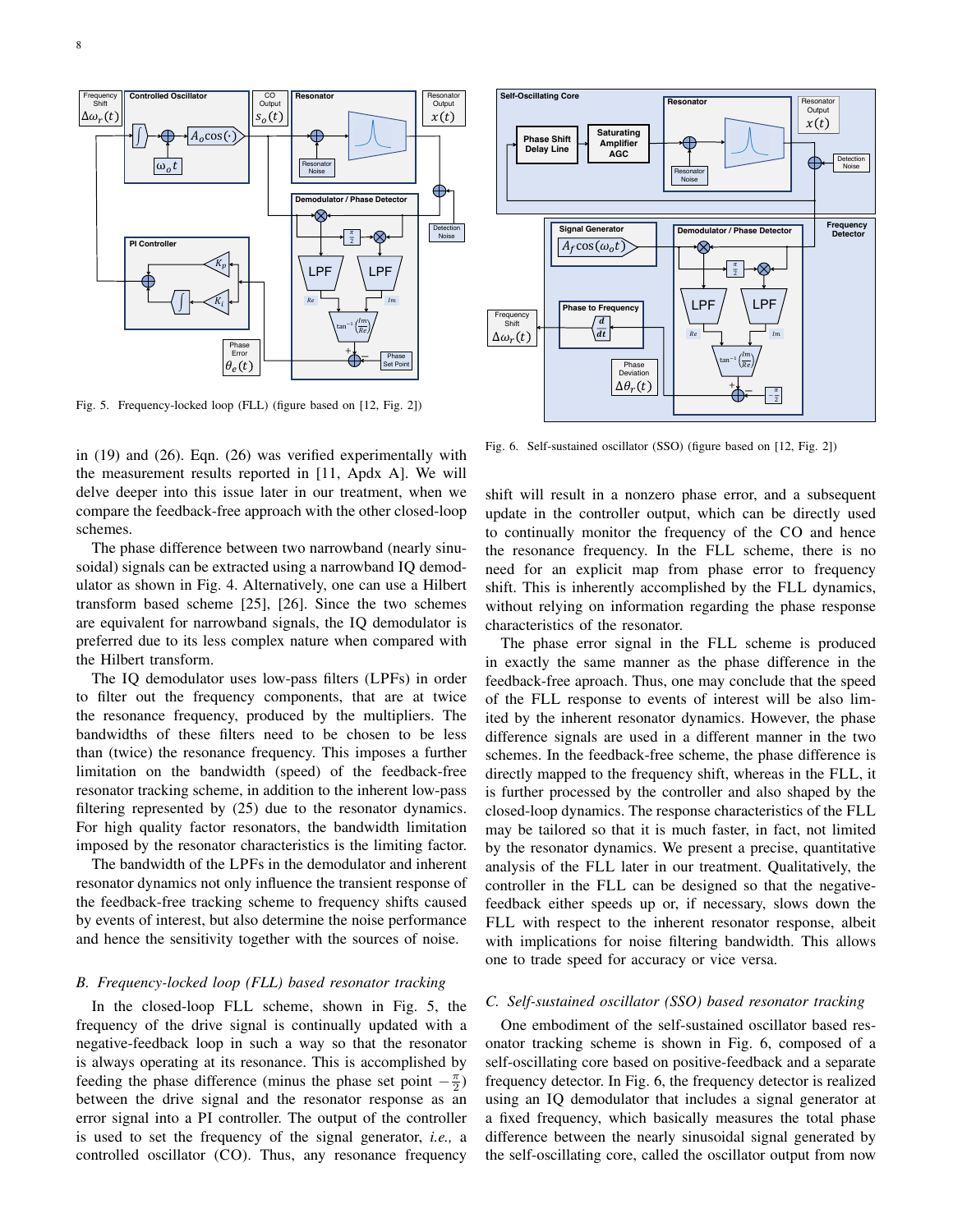Fig. 5. Frequency-locked loop (FLL) (figure based on [12, Fig. 2])

Fig. 6. Self-sustained oscillator (SSO) (figure based on [12, Fig. 2])

in (19) and (26). Eqn. (26) was verified experimentally with the measurement results reported in [11, Apdx A]. We will delve deeper into this issue later in our treatment, when we compare the feedback-free approach with the other closed-loop schemes.

The phase difference between two narrowband (nearly sinusoidal) signals can be extracted using a narrowband IQ demodulator as shown in Fig. 4. Alternatively, one can use a Hilbert transform based scheme [25], [26]. Since the two schemes are equivalent for narrowband signals, the IQ demodulator is preferred due to its less complex nature when compared with the Hilbert transform.

The IQ demodulator uses low-pass filters (LPFs) in order to filter out the frequency components, that are at twice the resonance frequency, produced by the multipliers. The bandwidths of these filters need to be chosen to be less than (twice) the resonance frequency. This imposes a further limitation on the bandwidth (speed) of the feedback-free resonator tracking scheme, in addition to the inherent low-pass filtering represented by (25) due to the resonator dynamics. For high quality factor resonators, the bandwidth limitation imposed by the resonator characteristics is the limiting factor.

The bandwidth of the LPFs in the demodulator and inherent resonator dynamics not only influence the transient response of the feedback-free tracking scheme to frequency shifts caused by events of interest, but also determine the noise performance and hence the sensitivity together with the sources of noise.

### *B. Frequency-locked loop (FLL) based resonator tracking*

In the closed-loop FLL scheme, shown in Fig. 5, the frequency of the drive signal is continually updated with a negative-feedback loop in such a way so that the resonator is always operating at its resonance. This is accomplished by feeding the phase difference (minus the phase set point $-\frac{\pi}{2}$) between the drive signal and the resonator response as an error signal into a PI controller. The output of the controller is used to set the frequency of the signal generator, *i.e.,* a controlled oscillator (CO). Thus, any resonance frequency shift will result in a nonzero phase error, and a subsequent update in the controller output, which can be directly used to continually monitor the frequency of the CO and hence the resonance frequency. In the FLL scheme, there is no need for an explicit map from phase error to frequency shift. This is inherently accomplished by the FLL dynamics, without relying on information regarding the phase response characteristics of the resonator.

The phase error signal in the FLL scheme is produced in exactly the same manner as the phase difference in the feedback-free aproach. Thus, one may conclude that the speed of the FLL response to events of interest will be also limited by the inherent resonator dynamics. However, the phase difference signals are used in a different manner in the two schemes. In the feedback-free scheme, the phase difference is directly mapped to the frequency shift, whereas in the FLL, it is further processed by the controller and also shaped by the closed-loop dynamics. The response characteristics of the FLL may be tailored so that it is much faster, in fact, not limited by the resonator dynamics. We present a precise, quantitative analysis of the FLL later in our treatment. Qualitatively, the controller in the FLL can be designed so that the negative-feedback either speeds up or, if necessary, slows down the FLL with respect to the inherent resonator response, albeit with implications for noise filtering bandwidth. This allows one to trade speed for accuracy or vice versa.

### *C. Self-sustained oscillator (SSO) based resonator tracking*

One embodiment of the self-sustained oscillator based resonator tracking scheme is shown in Fig. 6, composed of a self-oscillating core based on positive-feedback and a separate frequency detector. In Fig. 6, the frequency detector is realized using an IQ demodulator that includes a signal generator at a fixed frequency, which basically measures the total phase difference between the nearly sinusoidal signal generated by the self-oscillating core, called the oscillator output from now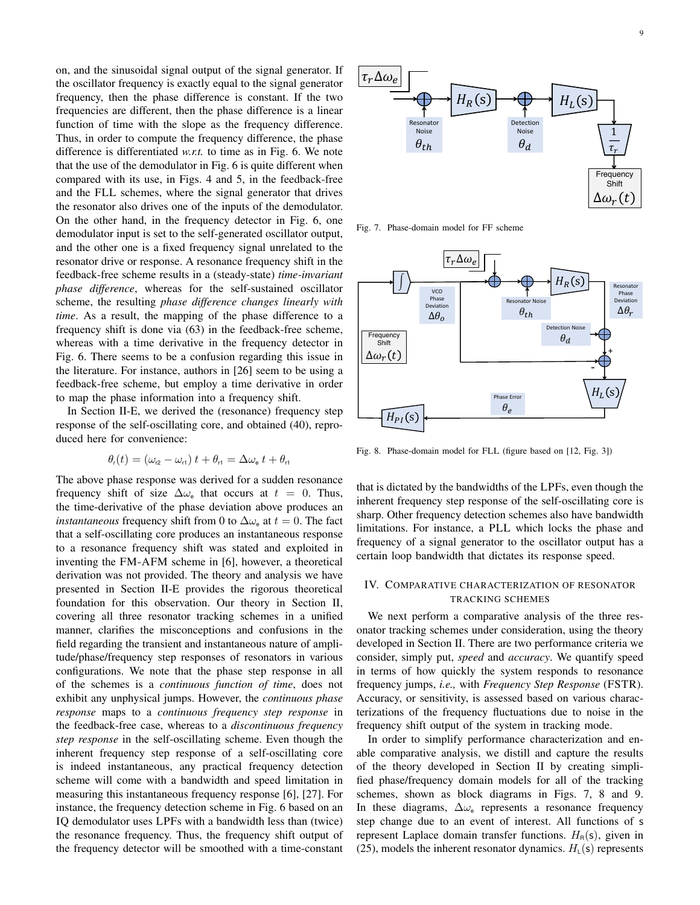on, and the sinusoidal signal output of the signal generator. If the oscillator frequency is exactly equal to the signal generator frequency, then the phase difference is constant. If the two frequencies are different, then the phase difference is a linear function of time with the slope as the frequency difference. Thus, in order to compute the frequency difference, the phase difference is differentiated *w.r.t.* to time as in Fig. 6. We note that the use of the demodulator in Fig. 6 is quite different when compared with its use, in Figs. 4 and 5, in the feedback-free and the FLL schemes, where the signal generator that drives the resonator also drives one of the inputs of the demodulator. On the other hand, in the frequency detector in Fig. 6, one demodulator input is set to the self-generated oscillator output, and the other one is a fixed frequency signal unrelated to the resonator drive or response. A resonance frequency shift in the feedback-free scheme results in a (steady-state) *time-invariant phase difference*, whereas for the self-sustained oscillator scheme, the resulting *phase difference changes linearly with time*. As a result, the mapping of the phase difference to a frequency shift is done via (63) in the feedback-free scheme, whereas with a time derivative in the frequency detector in Fig. 6. There seems to be a confusion regarding this issue in the literature. For instance, authors in [26] seem to be using a feedback-free scheme, but employ a time derivative in order to map the phase information into a frequency shift.

In Section II-E, we derived the (resonance) frequency step response of the self-oscillating core, and obtained (40), reproduced here for convenience:

$$\theta_{\mathrm{r}}(t) = (\omega_{\mathrm{r2}} - \omega_{\mathrm{r1}})\, t + \theta_{\mathrm{r1}} = \Delta\omega_{\mathrm{e}}\, t + \theta_{\mathrm{r1}}$$

The above phase response was derived for a sudden resonance frequency shift of size $\Delta\omega_{\mathrm{e}}$ that occurs at $t = 0$. Thus, the time-derivative of the phase deviation above produces an *instantaneous* frequency shift from 0 to $\Delta\omega_{\mathrm{e}}$ at $t = 0$. The fact that a self-oscillating core produces an instantaneous response to a resonance frequency shift was stated and exploited in inventing the FM-AFM scheme in [6], however, a theoretical derivation was not provided. The theory and analysis we have presented in Section II-E provides the rigorous theoretical foundation for this observation. Our theory in Section II, covering all three resonator tracking schemes in a unified manner, clarifies the misconceptions and confusions in the field regarding the transient and instantaneous nature of amplitude/phase/frequency step responses of resonators in various configurations. We note that the phase step response in all of the schemes is a *continuous function of time*, does not exhibit any unphysical jumps. However, the *continuous phase response* maps to a *continuous frequency step response* in the feedback-free case, whereas to a *discontinuous frequency step response* in the self-oscillating scheme. Even though the inherent frequency step response of a self-oscillating core is indeed instantaneous, any practical frequency detection scheme will come with a bandwidth and speed limitation in measuring this instantaneous frequency response [6], [27]. For instance, the frequency detection scheme in Fig. 6 based on an IQ demodulator uses LPFs with a bandwidth less than (twice) the resonance frequency. Thus, the frequency shift output of the frequency detector will be smoothed with a time-constant that is dictated by the bandwidths of the LPFs, even though the inherent frequency step response of the self-oscillating core is sharp. Other frequency detection schemes also have bandwidth limitations. For instance, a PLL which locks the phase and frequency of a signal generator to the oscillator output has a certain loop bandwidth that dictates its response speed.

Fig. 7. Phase-domain model for FF scheme

Fig. 8. Phase-domain model for FLL (figure based on [12, Fig. 3])

## IV. Comparative Characterization of Resonator Tracking Schemes

We next perform a comparative analysis of the three resonator tracking schemes under consideration, using the theory developed in Section II. There are two performance criteria we consider, simply put, *speed* and *accuracy*. We quantify speed in terms of how quickly the system responds to resonance frequency jumps, *i.e.,* with *Frequency Step Response* (FSTR). Accuracy, or sensitivity, is assessed based on various characterizations of the frequency fluctuations due to noise in the frequency shift output of the system in tracking mode.

In order to simplify performance characterization and enable comparative analysis, we distill and capture the results of the theory developed in Section II by creating simplified phase/frequency domain models for all of the tracking schemes, shown as block diagrams in Figs. 7, 8 and 9. In these diagrams, $\Delta\omega_{\mathrm{e}}$ represents a resonance frequency step change due to an event of interest. All functions of s represent Laplace domain transfer functions. $H_{\mathrm{R}}(\mathrm{s})$, given in (25), models the inherent resonator dynamics. $H_{\mathrm{L}}(\mathrm{s})$ represents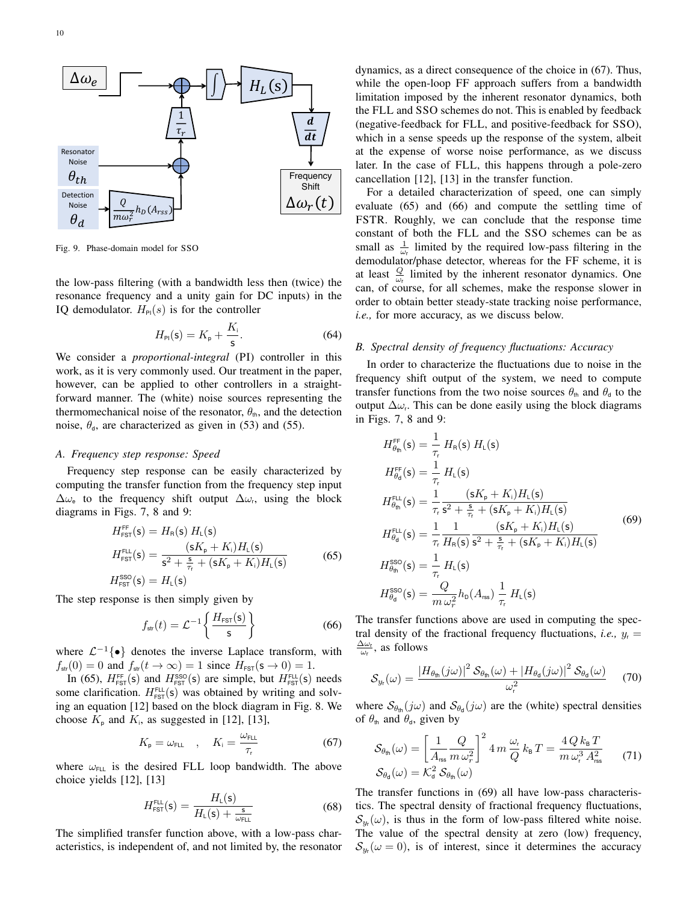Fig. 9. Phase-domain model for SSO

the low-pass filtering (with a bandwidth less then (twice) the resonance frequency and a unity gain for DC inputs) in the IQ demodulator. $H_{\mathsf{PI}}(s)$ is for the controller

$$H_{\mathsf{PI}}(\mathsf{s}) = K_{\mathsf{p}} + \frac{K_{\mathsf{i}}}{\mathsf{s}}. \tag{64}$$

We consider a *proportional-integral* (PI) controller in this work, as it is very commonly used. Our treatment in the paper, however, can be applied to other controllers in a straightforward manner. The (white) noise sources representing the thermomechanical noise of the resonator, $\theta_{\mathsf{th}}$, and the detection noise, $\theta_{\mathsf{d}}$, are characterized as given in (53) and (55).

### A. Frequency step response: Speed

Frequency step response can be easily characterized by computing the transfer function from the frequency step input $\Delta\omega_{\mathsf{e}}$ to the frequency shift output $\Delta\omega_{\mathsf{r}}$, using the block diagrams in Figs. 7, 8 and 9:

$$\begin{aligned}
H^{\mathsf{FF}}_{\mathsf{FST}}(\mathsf{s}) &= H_{\mathsf{R}}(\mathsf{s})\, H_{\mathsf{L}}(\mathsf{s}) \\
H^{\mathsf{FLL}}_{\mathsf{FST}}(\mathsf{s}) &= \frac{(\mathsf{s}K_{\mathsf{p}} + K_{\mathsf{i}})H_{\mathsf{L}}(\mathsf{s})}{\mathsf{s}^2 + \frac{\mathsf{s}}{\tau_{\mathsf{r}}} + (\mathsf{s}K_{\mathsf{p}} + K_{\mathsf{i}})H_{\mathsf{L}}(\mathsf{s})} \\
H^{\mathsf{SSO}}_{\mathsf{FST}}(\mathsf{s}) &= H_{\mathsf{L}}(\mathsf{s})
\end{aligned} \tag{65}$$

The step response is then simply given by

$$f_{\mathsf{str}}(t) = \mathcal{L}^{-1}\left\{\frac{H_{\mathsf{FST}}(\mathsf{s})}{\mathsf{s}}\right\} \tag{66}$$

where $\mathcal{L}^{-1}\{\bullet\}$ denotes the inverse Laplace transform, with $f_{\mathsf{str}}(0) = 0$ and $f_{\mathsf{str}}(t \to \infty) = 1$ since $H_{\mathsf{FST}}(\mathsf{s} \to 0) = 1$.

In (65), $H^{\mathsf{FF}}_{\mathsf{FST}}(\mathsf{s})$ and $H^{\mathsf{SSO}}_{\mathsf{FST}}(\mathsf{s})$ are simple, but $H^{\mathsf{FLL}}_{\mathsf{FST}}(\mathsf{s})$ needs some clarification. $H^{\mathsf{FLL}}_{\mathsf{FST}}(\mathsf{s})$ was obtained by writing and solving an equation [12] based on the block diagram in Fig. 8. We choose $K_{\mathsf{p}}$ and $K_{\mathsf{i}}$, as suggested in [12], [13],

$$K_{\mathsf{p}} = \omega_{\mathsf{FLL}} \quad , \quad K_{\mathsf{i}} = \frac{\omega_{\mathsf{FLL}}}{\tau_{\mathsf{r}}} \tag{67}$$

where $\omega_{\mathsf{FLL}}$ is the desired FLL loop bandwidth. The above choice yields [12], [13]

$$H^{\mathsf{FLL}}_{\mathsf{FST}}(\mathsf{s}) = \frac{H_{\mathsf{L}}(\mathsf{s})}{H_{\mathsf{L}}(\mathsf{s}) + \frac{\mathsf{s}}{\omega_{\mathsf{FLL}}}} \tag{68}$$

The simplified transfer function above, with a low-pass characteristics, is independent of, and not limited by, the resonator dynamics, as a direct consequence of the choice in (67). Thus, while the open-loop FF approach suffers from a bandwidth limitation imposed by the inherent resonator dynamics, both the FLL and SSO schemes do not. This is enabled by feedback (negative-feedback for FLL, and positive-feedback for SSO), which in a sense speeds up the response of the system, albeit at the expense of worse noise performance, as we discuss later. In the case of FLL, this happens through a pole-zero cancellation [12], [13] in the transfer function.

For a detailed characterization of speed, one can simply evaluate (65) and (66) and compute the settling time of FSTR. Roughly, we can conclude that the response time constant of both the FLL and the SSO schemes can be as small as $\frac{1}{\omega_{\mathsf{r}}}$ limited by the required low-pass filtering in the demodulator/phase detector, whereas for the FF scheme, it is at least $\frac{Q}{\omega_{\mathsf{r}}}$ limited by the inherent resonator dynamics. One can, of course, for all schemes, make the response slower in order to obtain better steady-state tracking noise performance, *i.e.,* for more accuracy, as we discuss below.

### B. Spectral density of frequency fluctuations: Accuracy

In order to characterize the fluctuations due to noise in the frequency shift output of the system, we need to compute transfer functions from the two noise sources $\theta_{\mathsf{th}}$ and $\theta_{\mathsf{d}}$ to the output $\Delta\omega_{\mathsf{r}}$. This can be done easily using the block diagrams in Figs. 7, 8 and 9:

$$\begin{aligned}
H^{\mathsf{FF}}_{\theta_{\mathsf{th}}}(\mathsf{s}) &= \frac{1}{\tau_{\mathsf{r}}}\, H_{\mathsf{R}}(\mathsf{s})\, H_{\mathsf{L}}(\mathsf{s}) \\
H^{\mathsf{FF}}_{\theta_{\mathsf{d}}}(\mathsf{s}) &= \frac{1}{\tau_{\mathsf{r}}}\, H_{\mathsf{L}}(\mathsf{s}) \\
H^{\mathsf{FLL}}_{\theta_{\mathsf{th}}}(\mathsf{s}) &= \frac{1}{\tau_{\mathsf{r}}} \frac{(\mathsf{s}K_{\mathsf{p}} + K_{\mathsf{i}})H_{\mathsf{L}}(\mathsf{s})}{\mathsf{s}^2 + \frac{\mathsf{s}}{\tau_{\mathsf{r}}} + (\mathsf{s}K_{\mathsf{p}} + K_{\mathsf{i}})H_{\mathsf{L}}(\mathsf{s})} \\
H^{\mathsf{FLL}}_{\theta_{\mathsf{d}}}(\mathsf{s}) &= \frac{1}{\tau_{\mathsf{r}}} \frac{1}{H_{\mathsf{R}}(\mathsf{s})} \frac{(\mathsf{s}K_{\mathsf{p}} + K_{\mathsf{i}})H_{\mathsf{L}}(\mathsf{s})}{\mathsf{s}^2 + \frac{\mathsf{s}}{\tau_{\mathsf{r}}} + (\mathsf{s}K_{\mathsf{p}} + K_{\mathsf{i}})H_{\mathsf{L}}(\mathsf{s})} \\
H^{\mathsf{SSO}}_{\theta_{\mathsf{th}}}(\mathsf{s}) &= \frac{1}{\tau_{\mathsf{r}}}\, H_{\mathsf{L}}(\mathsf{s}) \\
H^{\mathsf{SSO}}_{\theta_{\mathsf{d}}}(\mathsf{s}) &= \frac{Q}{m\,\omega_r^2} h_{\mathsf{D}}(A_{\mathsf{rss}})\, \frac{1}{\tau_{\mathsf{r}}}\, H_{\mathsf{L}}(\mathsf{s})
\end{aligned} \tag{69}$$

The transfer functions above are used in computing the spectral density of the fractional frequency fluctuations, *i.e.,* $y_{\mathsf{r}} = \frac{\Delta\omega_{\mathsf{r}}}{\omega_{\mathsf{r}}}$, as follows

$$\mathcal{S}_{y_{\mathsf{r}}}(\omega) = \frac{|H_{\theta_{\mathsf{th}}}(j\omega)|^2\, \mathcal{S}_{\theta_{\mathsf{th}}}(\omega) + |H_{\theta_{\mathsf{d}}}(j\omega)|^2\, \mathcal{S}_{\theta_{\mathsf{d}}}(\omega)}{\omega_{\mathsf{r}}^2} \tag{70}$$

where $\mathcal{S}_{\theta_{\mathsf{th}}}(j\omega)$ and $\mathcal{S}_{\theta_{\mathsf{d}}}(j\omega)$ are the (white) spectral densities of $\theta_{\mathsf{th}}$ and $\theta_{\mathsf{d}}$, given by

$$\begin{aligned}
\mathcal{S}_{\theta_{\mathsf{th}}}(\omega) &= \left[\frac{1}{A_{\mathsf{rss}}}\frac{Q}{m\,\omega_r^2}\right]^2 4\,m\,\frac{\omega_{\mathsf{r}}}{Q}\,k_{\mathsf{B}}\,T = \frac{4\,Q\,k_{\mathsf{B}}\,T}{m\,\omega_{\mathsf{r}}^3\,A_{\mathsf{rss}}^2} \\
\mathcal{S}_{\theta_{\mathsf{d}}}(\omega) &= \mathcal{K}_{\mathsf{d}}^2\,\mathcal{S}_{\theta_{\mathsf{th}}}(\omega)
\end{aligned} \tag{71}$$

The transfer functions in (69) all have low-pass characteristics. The spectral density of fractional frequency fluctuations, $\mathcal{S}_{y_{\mathsf{r}}}(\omega)$, is thus in the form of low-pass filtered white noise. The value of the spectral density at zero (low) frequency, $\mathcal{S}_{y_{\mathsf{r}}}(\omega = 0)$, is of interest, since it determines the accuracy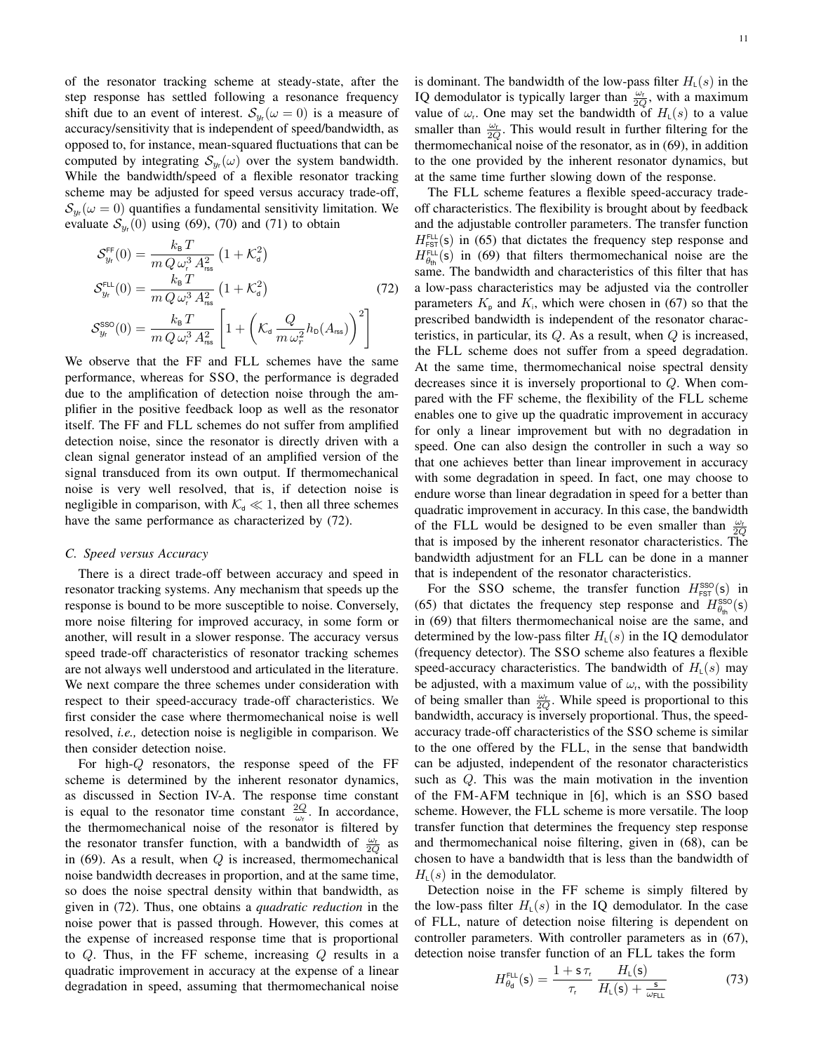of the resonator tracking scheme at steady-state, after the step response has settled following a resonance frequency shift due to an event of interest. $\mathcal{S}_{y_r}(\omega = 0)$ is a measure of accuracy/sensitivity that is independent of speed/bandwidth, as opposed to, for instance, mean-squared fluctuations that can be computed by integrating $\mathcal{S}_{y_r}(\omega)$ over the system bandwidth. While the bandwidth/speed of a flexible resonator tracking scheme may be adjusted for speed versus accuracy trade-off, $\mathcal{S}_{y_r}(\omega = 0)$ quantifies a fundamental sensitivity limitation. We evaluate $\mathcal{S}_{y_r}(0)$ using (69), (70) and (71) to obtain

$$
\begin{aligned}
\mathcal{S}^{\mathsf{FF}}_{y_r}(0) &= \frac{k_{\mathsf{B}}\, T}{m\, Q\, \omega_r^3\, A_{\mathsf{rss}}^2} \left(1 + \mathcal{K}_{\mathsf{d}}^2\right) \\
\mathcal{S}^{\mathsf{FLL}}_{y_r}(0) &= \frac{k_{\mathsf{B}}\, T}{m\, Q\, \omega_r^3\, A_{\mathsf{rss}}^2} \left(1 + \mathcal{K}_{\mathsf{d}}^2\right) \qquad (72) \\
\mathcal{S}^{\mathsf{SSO}}_{y_r}(0) &= \frac{k_{\mathsf{B}}\, T}{m\, Q\, \omega_r^3\, A_{\mathsf{rss}}^2} \left[1 + \left(\mathcal{K}_{\mathsf{d}}\, \frac{Q}{m\, \omega_r^2} h_{\mathsf{D}}(A_{\mathsf{rss}})\right)^2\right]
\end{aligned}
$$

We observe that the FF and FLL schemes have the same performance, whereas for SSO, the performance is degraded due to the amplification of detection noise through the amplifier in the positive feedback loop as well as the resonator itself. The FF and FLL schemes do not suffer from amplified detection noise, since the resonator is directly driven with a clean signal generator instead of an amplified version of the signal transduced from its own output. If thermomechanical noise is very well resolved, that is, if detection noise is negligible in comparison, with $\mathcal{K}_{\mathsf{d}} \ll 1$, then all three schemes have the same performance as characterized by (72).

### C. Speed versus Accuracy

There is a direct trade-off between accuracy and speed in resonator tracking systems. Any mechanism that speeds up the response is bound to be more susceptible to noise. Conversely, more noise filtering for improved accuracy, in some form or another, will result in a slower response. The accuracy versus speed trade-off characteristics of resonator tracking schemes are not always well understood and articulated in the literature. We next compare the three schemes under consideration with respect to their speed-accuracy trade-off characteristics. We first consider the case where thermomechanical noise is well resolved, *i.e.,* detection noise is negligible in comparison. We then consider detection noise.

For high-$Q$ resonators, the response speed of the FF scheme is determined by the inherent resonator dynamics, as discussed in Section IV-A. The response time constant is equal to the resonator time constant $\frac{2Q}{\omega_r}$. In accordance, the thermomechanical noise of the resonator is filtered by the resonator transfer function, with a bandwidth of $\frac{\omega_r}{2Q}$ as in (69). As a result, when $Q$ is increased, thermomechanical noise bandwidth decreases in proportion, and at the same time, so does the noise spectral density within that bandwidth, as given in (72). Thus, one obtains a *quadratic reduction* in the noise power that is passed through. However, this comes at the expense of increased response time that is proportional to $Q$. Thus, in the FF scheme, increasing $Q$ results in a quadratic improvement in accuracy at the expense of a linear degradation in speed, assuming that thermomechanical noise is dominant. The bandwidth of the low-pass filter $H_{\mathsf{L}}(s)$ in the IQ demodulator is typically larger than $\frac{\omega_r}{2Q}$, with a maximum value of $\omega_r$. One may set the bandwidth of $H_{\mathsf{L}}(s)$ to a value smaller than $\frac{\omega_r}{2Q}$. This would result in further filtering for the thermomechanical noise of the resonator, as in (69), in addition to the one provided by the inherent resonator dynamics, but at the same time further slowing down of the response.

The FLL scheme features a flexible speed-accuracy trade-off characteristics. The flexibility is brought about by feedback and the adjustable controller parameters. The transfer function $H^{\mathsf{FLL}}_{\mathsf{FST}}(\mathsf{s})$ in (65) that dictates the frequency step response and $H^{\mathsf{FLL}}_{\theta_{\mathsf{th}}}(\mathsf{s})$ in (69) that filters thermomechanical noise are the same. The bandwidth and characteristics of this filter that has a low-pass characteristics may be adjusted via the controller parameters $K_{\mathsf{p}}$ and $K_{\mathsf{i}}$, which were chosen in (67) so that the prescribed bandwidth is independent of the resonator characteristics, in particular, its $Q$. As a result, when $Q$ is increased, the FLL scheme does not suffer from a speed degradation. At the same time, thermomechanical noise spectral density decreases since it is inversely proportional to $Q$. When compared with the FF scheme, the flexibility of the FLL scheme enables one to give up the quadratic improvement in accuracy for only a linear improvement but with no degradation in speed. One can also design the controller in such a way so that one achieves better than linear improvement in accuracy with some degradation in speed. In fact, one may choose to endure worse than linear degradation in speed for a better than quadratic improvement in accuracy. In this case, the bandwidth of the FLL would be designed to be even smaller than $\frac{\omega_r}{2Q}$ that is imposed by the inherent resonator characteristics. The bandwidth adjustment for an FLL can be done in a manner that is independent of the resonator characteristics.

For the SSO scheme, the transfer function $H^{\mathsf{SSO}}_{\mathsf{FST}}(\mathsf{s})$ in (65) that dictates the frequency step response and $H^{\mathsf{SSO}}_{\theta_{\mathsf{th}}}(\mathsf{s})$ in (69) that filters thermomechanical noise are the same, and determined by the low-pass filter $H_{\mathsf{L}}(s)$ in the IQ demodulator (frequency detector). The SSO scheme also features a flexible speed-accuracy characteristics. The bandwidth of $H_{\mathsf{L}}(s)$ may be adjusted, with a maximum value of $\omega_r$, with the possibility of being smaller than $\frac{\omega_r}{2Q}$. While speed is proportional to this bandwidth, accuracy is inversely proportional. Thus, the speed-accuracy trade-off characteristics of the SSO scheme is similar to the one offered by the FLL, in the sense that bandwidth can be adjusted, independent of the resonator characteristics such as $Q$. This was the main motivation in the invention of the FM-AFM technique in [6], which is an SSO based scheme. However, the FLL scheme is more versatile. The loop transfer function that determines the frequency step response and thermomechanical noise filtering, given in (68), can be chosen to have a bandwidth that is less than the bandwidth of $H_{\mathsf{L}}(s)$ in the demodulator.

Detection noise in the FF scheme is simply filtered by the low-pass filter $H_{\mathsf{L}}(s)$ in the IQ demodulator. In the case of FLL, nature of detection noise filtering is dependent on controller parameters. With controller parameters as in (67), detection noise transfer function of an FLL takes the form

$$
H^{\mathsf{FLL}}_{\theta_{\mathsf{d}}}(\mathsf{s}) = \frac{1 + \mathsf{s}\,\tau_r}{\tau_r} \, \frac{H_{\mathsf{L}}(\mathsf{s})}{H_{\mathsf{L}}(\mathsf{s}) + \frac{\mathsf{s}}{\omega_{\mathsf{FLL}}}} \qquad (73)
$$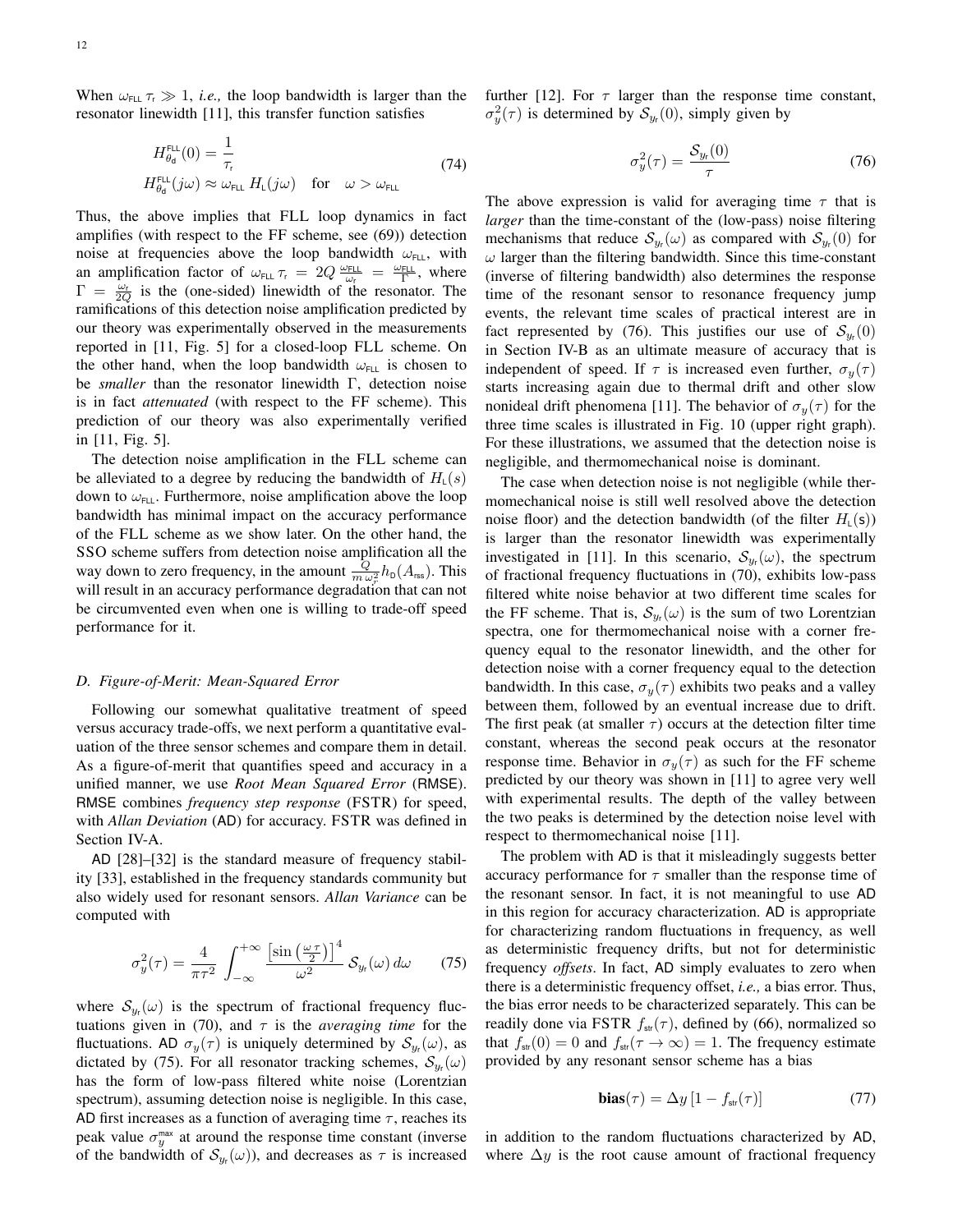When $\omega_{\mathsf{FLL}}\,\tau_{\mathsf{r}} \gg 1$, *i.e.,* the loop bandwidth is larger than the resonator linewidth [11], this transfer function satisfies

$$
\begin{aligned}
H^{\mathsf{FLL}}_{\theta_{\mathsf{d}}}(0) &= \frac{1}{\tau_{\mathsf{r}}} \\
H^{\mathsf{FLL}}_{\theta_{\mathsf{d}}}(j\omega) &\approx \omega_{\mathsf{FLL}}\, H_{\mathsf{L}}(j\omega) \quad \text{for} \quad \omega > \omega_{\mathsf{FLL}}
\end{aligned}
\tag{74}
$$

Thus, the above implies that FLL loop dynamics in fact amplifies (with respect to the FF scheme, see (69)) detection noise at frequencies above the loop bandwidth $\omega_{\mathsf{FLL}}$, with an amplification factor of $\omega_{\mathsf{FLL}}\,\tau_{\mathsf{r}} = 2Q\,\frac{\omega_{\mathsf{FLL}}}{\omega_{\mathsf{r}}} = \frac{\omega_{\mathsf{FLL}}}{\Gamma}$, where $\Gamma = \frac{\omega_{\mathsf{r}}}{2Q}$ is the (one-sided) linewidth of the resonator. The ramifications of this detection noise amplification predicted by our theory was experimentally observed in the measurements reported in [11, Fig. 5] for a closed-loop FLL scheme. On the other hand, when the loop bandwidth $\omega_{\mathsf{FLL}}$ is chosen to be *smaller* than the resonator linewidth $\Gamma$, detection noise is in fact *attenuated* (with respect to the FF scheme). This prediction of our theory was also experimentally verified in [11, Fig. 5].

The detection noise amplification in the FLL scheme can be alleviated to a degree by reducing the bandwidth of $H_{\mathsf{L}}(s)$ down to $\omega_{\mathsf{FLL}}$. Furthermore, noise amplification above the loop bandwidth has minimal impact on the accuracy performance of the FLL scheme as we show later. On the other hand, the SSO scheme suffers from detection noise amplification all the way down to zero frequency, in the amount $\frac{Q}{m\,\omega_{\mathsf{r}}^2} h_{\mathsf{D}}(A_{\mathsf{rss}})$. This will result in an accuracy performance degradation that can not be circumvented even when one is willing to trade-off speed performance for it.

### D. Figure-of-Merit: Mean-Squared Error

Following our somewhat qualitative treatment of speed versus accuracy trade-offs, we next perform a quantitative evaluation of the three sensor schemes and compare them in detail. As a figure-of-merit that quantifies speed and accuracy in a unified manner, we use *Root Mean Squared Error* (RMSE). RMSE combines *frequency step response* (FSTR) for speed, with *Allan Deviation* (AD) for accuracy. FSTR was defined in Section IV-A.

AD [28]–[32] is the standard measure of frequency stability [33], established in the frequency standards community but also widely used for resonant sensors. *Allan Variance* can be computed with

$$
\sigma_y^2(\tau) = \frac{4}{\pi\tau^2} \int_{-\infty}^{+\infty} \frac{\left[\sin\left(\frac{\omega\,\tau}{2}\right)\right]^4}{\omega^2}\, \mathcal{S}_{y_{\mathsf{r}}}(\omega)\, d\omega \tag{75}
$$

where $\mathcal{S}_{y_{\mathsf{r}}}(\omega)$ is the spectrum of fractional frequency fluctuations given in (70), and $\tau$ is the *averaging time* for the fluctuations. AD $\sigma_y(\tau)$ is uniquely determined by $\mathcal{S}_{y_{\mathsf{r}}}(\omega)$, as dictated by (75). For all resonator tracking schemes, $\mathcal{S}_{y_{\mathsf{r}}}(\omega)$ has the form of low-pass filtered white noise (Lorentzian spectrum), assuming detection noise is negligible. In this case, AD first increases as a function of averaging time $\tau$, reaches its peak value $\sigma_y^{\mathsf{max}}$ at around the response time constant (inverse of the bandwidth of $\mathcal{S}_{y_{\mathsf{r}}}(\omega)$), and decreases as $\tau$ is increased further [12]. For $\tau$ larger than the response time constant, $\sigma_y^2(\tau)$ is determined by $\mathcal{S}_{y_{\mathsf{r}}}(0)$, simply given by

$$
\sigma_y^2(\tau) = \frac{\mathcal{S}_{y_{\mathsf{r}}}(0)}{\tau} \tag{76}
$$

The above expression is valid for averaging time $\tau$ that is *larger* than the time-constant of the (low-pass) noise filtering mechanisms that reduce $\mathcal{S}_{y_{\mathsf{r}}}(\omega)$ as compared with $\mathcal{S}_{y_{\mathsf{r}}}(0)$ for $\omega$ larger than the filtering bandwidth. Since this time-constant (inverse of filtering bandwidth) also determines the response time of the resonant sensor to resonance frequency jump events, the relevant time scales of practical interest are in fact represented by (76). This justifies our use of $\mathcal{S}_{y_{\mathsf{r}}}(0)$ in Section IV-B as an ultimate measure of accuracy that is independent of speed. If $\tau$ is increased even further, $\sigma_y(\tau)$ starts increasing again due to thermal drift and other slow nonideal drift phenomena [11]. The behavior of $\sigma_y(\tau)$ for the three time scales is illustrated in Fig. 10 (upper right graph). For these illustrations, we assumed that the detection noise is negligible, and thermomechanical noise is dominant.

The case when detection noise is not negligible (while thermomechanical noise is still well resolved above the detection noise floor) and the detection bandwidth (of the filter $H_{\mathsf{L}}(\mathsf{s})$) is larger than the resonator linewidth was experimentally investigated in [11]. In this scenario, $\mathcal{S}_{y_{\mathsf{r}}}(\omega)$, the spectrum of fractional frequency fluctuations in (70), exhibits low-pass filtered white noise behavior at two different time scales for the FF scheme. That is, $\mathcal{S}_{y_{\mathsf{r}}}(\omega)$ is the sum of two Lorentzian spectra, one for thermomechanical noise with a corner frequency equal to the resonator linewidth, and the other for detection noise with a corner frequency equal to the detection bandwidth. In this case, $\sigma_y(\tau)$ exhibits two peaks and a valley between them, followed by an eventual increase due to drift. The first peak (at smaller $\tau$) occurs at the detection filter time constant, whereas the second peak occurs at the resonator response time. Behavior in $\sigma_y(\tau)$ as such for the FF scheme predicted by our theory was shown in [11] to agree very well with experimental results. The depth of the valley between the two peaks is determined by the detection noise level with respect to thermomechanical noise [11].

The problem with AD is that it misleadingly suggests better accuracy performance for $\tau$ smaller than the response time of the resonant sensor. In fact, it is not meaningful to use AD in this region for accuracy characterization. AD is appropriate for characterizing random fluctuations in frequency, as well as deterministic frequency drifts, but not for deterministic frequency *offsets*. In fact, AD simply evaluates to zero when there is a deterministic frequency offset, *i.e.,* a bias error. Thus, the bias error needs to be characterized separately. This can be readily done via FSTR $f_{\mathsf{str}}(\tau)$, defined by (66), normalized so that $f_{\mathsf{str}}(0) = 0$ and $f_{\mathsf{str}}(\tau \to \infty) = 1$. The frequency estimate provided by any resonant sensor scheme has a bias

$$
\mathbf{bias}(\tau) = \Delta y\,[1 - f_{\mathsf{str}}(\tau)] \tag{77}
$$

in addition to the random fluctuations characterized by AD, where $\Delta y$ is the root cause amount of fractional frequency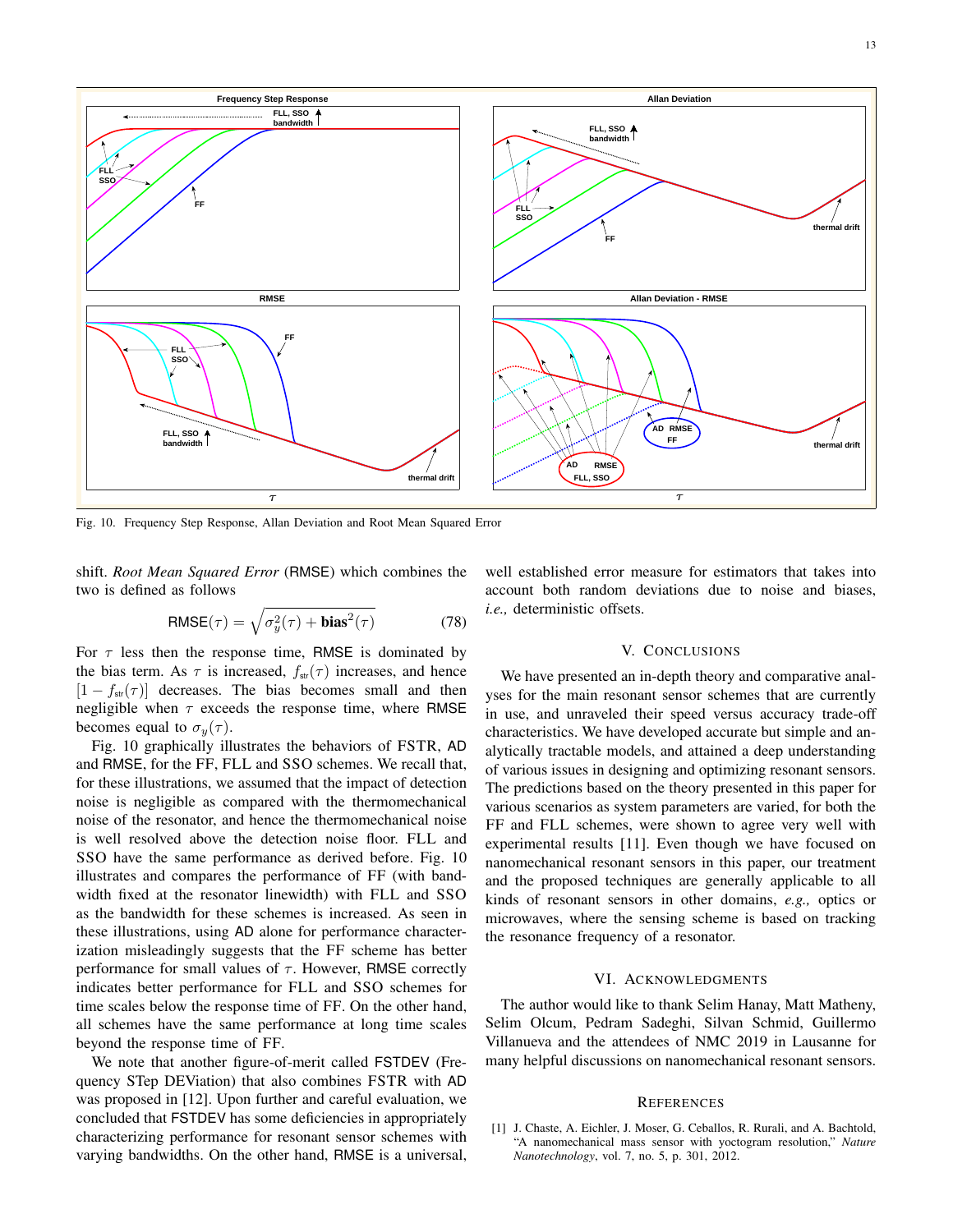Fig. 10. Frequency Step Response, Allan Deviation and Root Mean Squared Error

shift. *Root Mean Squared Error* (RMSE) which combines the two is defined as follows

$$\mathsf{RMSE}(\tau) = \sqrt{\sigma_y^2(\tau) + \mathbf{bias}^2(\tau)} \quad (78)$$

For $\tau$ less then the response time, RMSE is dominated by the bias term. As $\tau$ is increased, $f_{\mathsf{str}}(\tau)$ increases, and hence $[1 - f_{\mathsf{str}}(\tau)]$ decreases. The bias becomes small and then negligible when $\tau$ exceeds the response time, where RMSE becomes equal to $\sigma_y(\tau)$.

Fig. 10 graphically illustrates the behaviors of FSTR, AD and RMSE, for the FF, FLL and SSO schemes. We recall that, for these illustrations, we assumed that the impact of detection noise is negligible as compared with the thermomechanical noise of the resonator, and hence the thermomechanical noise is well resolved above the detection noise floor. FLL and SSO have the same performance as derived before. Fig. 10 illustrates and compares the performance of FF (with bandwidth fixed at the resonator linewidth) with FLL and SSO as the bandwidth for these schemes is increased. As seen in these illustrations, using AD alone for performance characterization misleadingly suggests that the FF scheme has better performance for small values of $\tau$. However, RMSE correctly indicates better performance for FLL and SSO schemes for time scales below the response time of FF. On the other hand, all schemes have the same performance at long time scales beyond the response time of FF.

We note that another figure-of-merit called FSTDEV (Frequency STep DEViation) that also combines FSTR with AD was proposed in [12]. Upon further and careful evaluation, we concluded that FSTDEV has some deficiencies in appropriately characterizing performance for resonant sensor schemes with varying bandwidths. On the other hand, RMSE is a universal, well established error measure for estimators that takes into account both random deviations due to noise and biases, *i.e.,* deterministic offsets.

## V. Conclusions

We have presented an in-depth theory and comparative analyses for the main resonant sensor schemes that are currently in use, and unraveled their speed versus accuracy trade-off characteristics. We have developed accurate but simple and analytically tractable models, and attained a deep understanding of various issues in designing and optimizing resonant sensors. The predictions based on the theory presented in this paper for various scenarios as system parameters are varied, for both the FF and FLL schemes, were shown to agree very well with experimental results [11]. Even though we have focused on nanomechanical resonant sensors in this paper, our treatment and the proposed techniques are generally applicable to all kinds of resonant sensors in other domains, *e.g.,* optics or microwaves, where the sensing scheme is based on tracking the resonance frequency of a resonator.

## VI. Acknowledgments

The author would like to thank Selim Hanay, Matt Matheny, Selim Olcum, Pedram Sadeghi, Silvan Schmid, Guillermo Villanueva and the attendees of NMC 2019 in Lausanne for many helpful discussions on nanomechanical resonant sensors.

## References

[1] J. Chaste, A. Eichler, J. Moser, G. Ceballos, R. Rurali, and A. Bachtold, "A nanomechanical mass sensor with yoctogram resolution," *Nature Nanotechnology*, vol. 7, no. 5, p. 301, 2012.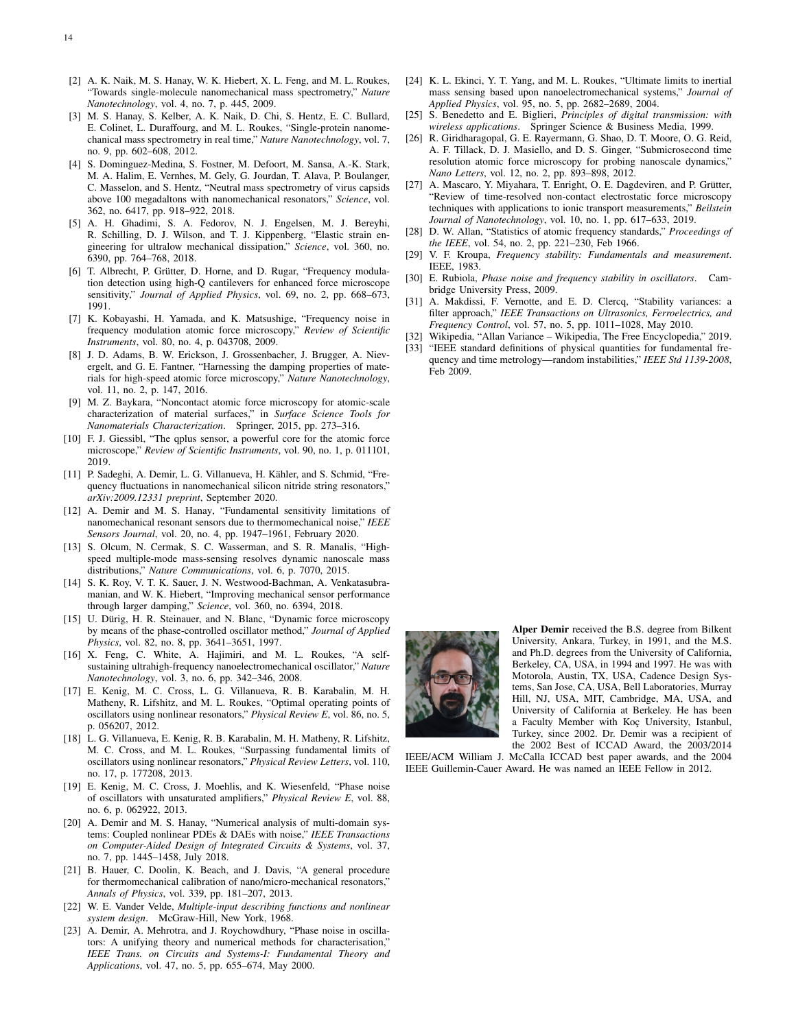[2] A. K. Naik, M. S. Hanay, W. K. Hiebert, X. L. Feng, and M. L. Roukes, "Towards single-molecule nanomechanical mass spectrometry," *Nature Nanotechnology*, vol. 4, no. 7, p. 445, 2009.

[3] M. S. Hanay, S. Kelber, A. K. Naik, D. Chi, S. Hentz, E. C. Bullard, E. Colinet, L. Duraffourg, and M. L. Roukes, "Single-protein nanomechanical mass spectrometry in real time," *Nature Nanotechnology*, vol. 7, no. 9, pp. 602–608, 2012.

[4] S. Dominguez-Medina, S. Fostner, M. Defoort, M. Sansa, A.-K. Stark, M. A. Halim, E. Vernhes, M. Gely, G. Jourdan, T. Alava, P. Boulanger, C. Masselon, and S. Hentz, "Neutral mass spectrometry of virus capsids above 100 megadaltons with nanomechanical resonators," *Science*, vol. 362, no. 6417, pp. 918–922, 2018.

[5] A. H. Ghadimi, S. A. Fedorov, N. J. Engelsen, M. J. Bereyhi, R. Schilling, D. J. Wilson, and T. J. Kippenberg, "Elastic strain engineering for ultralow mechanical dissipation," *Science*, vol. 360, no. 6390, pp. 764–768, 2018.

[6] T. Albrecht, P. Grütter, D. Horne, and D. Rugar, "Frequency modulation detection using high-Q cantilevers for enhanced force microscope sensitivity," *Journal of Applied Physics*, vol. 69, no. 2, pp. 668–673, 1991.

[7] K. Kobayashi, H. Yamada, and K. Matsushige, "Frequency noise in frequency modulation atomic force microscopy," *Review of Scientific Instruments*, vol. 80, no. 4, p. 043708, 2009.

[8] J. D. Adams, B. W. Erickson, J. Grossenbacher, J. Brugger, A. Nievergelt, and G. E. Fantner, "Harnessing the damping properties of materials for high-speed atomic force microscopy," *Nature Nanotechnology*, vol. 11, no. 2, p. 147, 2016.

[9] M. Z. Baykara, "Noncontact atomic force microscopy for atomic-scale characterization of material surfaces," in *Surface Science Tools for Nanomaterials Characterization*. Springer, 2015, pp. 273–316.

[10] F. J. Giessibl, "The qplus sensor, a powerful core for the atomic force microscope," *Review of Scientific Instruments*, vol. 90, no. 1, p. 011101, 2019.

[11] P. Sadeghi, A. Demir, L. G. Villanueva, H. Kähler, and S. Schmid, "Frequency fluctuations in nanomechanical silicon nitride string resonators," *arXiv:2009.12331 preprint*, September 2020.

[12] A. Demir and M. S. Hanay, "Fundamental sensitivity limitations of nanomechanical resonant sensors due to thermomechanical noise," *IEEE Sensors Journal*, vol. 20, no. 4, pp. 1947–1961, February 2020.

[13] S. Olcum, N. Cermak, S. C. Wasserman, and S. R. Manalis, "High-speed multiple-mode mass-sensing resolves dynamic nanoscale mass distributions," *Nature Communications*, vol. 6, p. 7070, 2015.

[14] S. K. Roy, V. T. K. Sauer, J. N. Westwood-Bachman, A. Venkatasubramanian, and W. K. Hiebert, "Improving mechanical sensor performance through larger damping," *Science*, vol. 360, no. 6394, 2018.

[15] U. Dürig, H. R. Steinauer, and N. Blanc, "Dynamic force microscopy by means of the phase-controlled oscillator method," *Journal of Applied Physics*, vol. 82, no. 8, pp. 3641–3651, 1997.

[16] X. Feng, C. White, A. Hajimiri, and M. L. Roukes, "A self-sustaining ultrahigh-frequency nanoelectromechanical oscillator," *Nature Nanotechnology*, vol. 3, no. 6, pp. 342–346, 2008.

[17] E. Kenig, M. C. Cross, L. G. Villanueva, R. B. Karabalin, M. H. Matheny, R. Lifshitz, and M. L. Roukes, "Optimal operating points of oscillators using nonlinear resonators," *Physical Review E*, vol. 86, no. 5, p. 056207, 2012.

[18] L. G. Villanueva, E. Kenig, R. B. Karabalin, M. H. Matheny, R. Lifshitz, M. C. Cross, and M. L. Roukes, "Surpassing fundamental limits of oscillators using nonlinear resonators," *Physical Review Letters*, vol. 110, no. 17, p. 177208, 2013.

[19] E. Kenig, M. C. Cross, J. Moehlis, and K. Wiesenfeld, "Phase noise of oscillators with unsaturated amplifiers," *Physical Review E*, vol. 88, no. 6, p. 062922, 2013.

[20] A. Demir and M. S. Hanay, "Numerical analysis of multi-domain systems: Coupled nonlinear PDEs & DAEs with noise," *IEEE Transactions on Computer-Aided Design of Integrated Circuits & Systems*, vol. 37, no. 7, pp. 1445–1458, July 2018.

[21] B. Hauer, C. Doolin, K. Beach, and J. Davis, "A general procedure for thermomechanical calibration of nano/micro-mechanical resonators," *Annals of Physics*, vol. 339, pp. 181–207, 2013.

[22] W. E. Vander Velde, *Multiple-input describing functions and nonlinear system design*. McGraw-Hill, New York, 1968.

[23] A. Demir, A. Mehrotra, and J. Roychowdhury, "Phase noise in oscillators: A unifying theory and numerical methods for characterisation," *IEEE Trans. on Circuits and Systems-I: Fundamental Theory and Applications*, vol. 47, no. 5, pp. 655–674, May 2000.

[24] K. L. Ekinci, Y. T. Yang, and M. L. Roukes, "Ultimate limits to inertial mass sensing based upon nanoelectromechanical systems," *Journal of Applied Physics*, vol. 95, no. 5, pp. 2682–2689, 2004.

[25] S. Benedetto and E. Biglieri, *Principles of digital transmission: with wireless applications*. Springer Science & Business Media, 1999.

[26] R. Giridharagopal, G. E. Rayermann, G. Shao, D. T. Moore, O. G. Reid, A. F. Tillack, D. J. Masiello, and D. S. Ginger, "Submicrosecond time resolution atomic force microscopy for probing nanoscale dynamics," *Nano Letters*, vol. 12, no. 2, pp. 893–898, 2012.

[27] A. Mascaro, Y. Miyahara, T. Enright, O. E. Dagdeviren, and P. Grütter, "Review of time-resolved non-contact electrostatic force microscopy techniques with applications to ionic transport measurements," *Beilstein Journal of Nanotechnology*, vol. 10, no. 1, pp. 617–633, 2019.

[28] D. W. Allan, "Statistics of atomic frequency standards," *Proceedings of the IEEE*, vol. 54, no. 2, pp. 221–230, Feb 1966.

[29] V. F. Kroupa, *Frequency stability: Fundamentals and measurement*. IEEE, 1983.

[30] E. Rubiola, *Phase noise and frequency stability in oscillators*. Cambridge University Press, 2009.

[31] A. Makdissi, F. Vernotte, and E. D. Clercq, "Stability variances: a filter approach," *IEEE Transactions on Ultrasonics, Ferroelectrics, and Frequency Control*, vol. 57, no. 5, pp. 1011–1028, May 2010.

[32] Wikipedia, "Allan Variance – Wikipedia, The Free Encyclopedia," 2019.

[33] "IEEE standard definitions of physical quantities for fundamental frequency and time metrology—random instabilities," *IEEE Std 1139-2008*, Feb 2009.

**Alper Demir** received the B.S. degree from Bilkent University, Ankara, Turkey, in 1991, and the M.S. and Ph.D. degrees from the University of California, Berkeley, CA, USA, in 1994 and 1997. He was with Motorola, Austin, TX, USA, Cadence Design Systems, San Jose, CA, USA, Bell Laboratories, Murray Hill, NJ, USA, MIT, Cambridge, MA, USA, and University of California at Berkeley. He has been a Faculty Member with Koç University, Istanbul, Turkey, since 2002. Dr. Demir was a recipient of the 2002 Best of ICCAD Award, the 2003/2014 IEEE/ACM William J. McCalla ICCAD best paper awards, and the 2004 IEEE Guillemin-Cauer Award. He was named an IEEE Fellow in 2012.